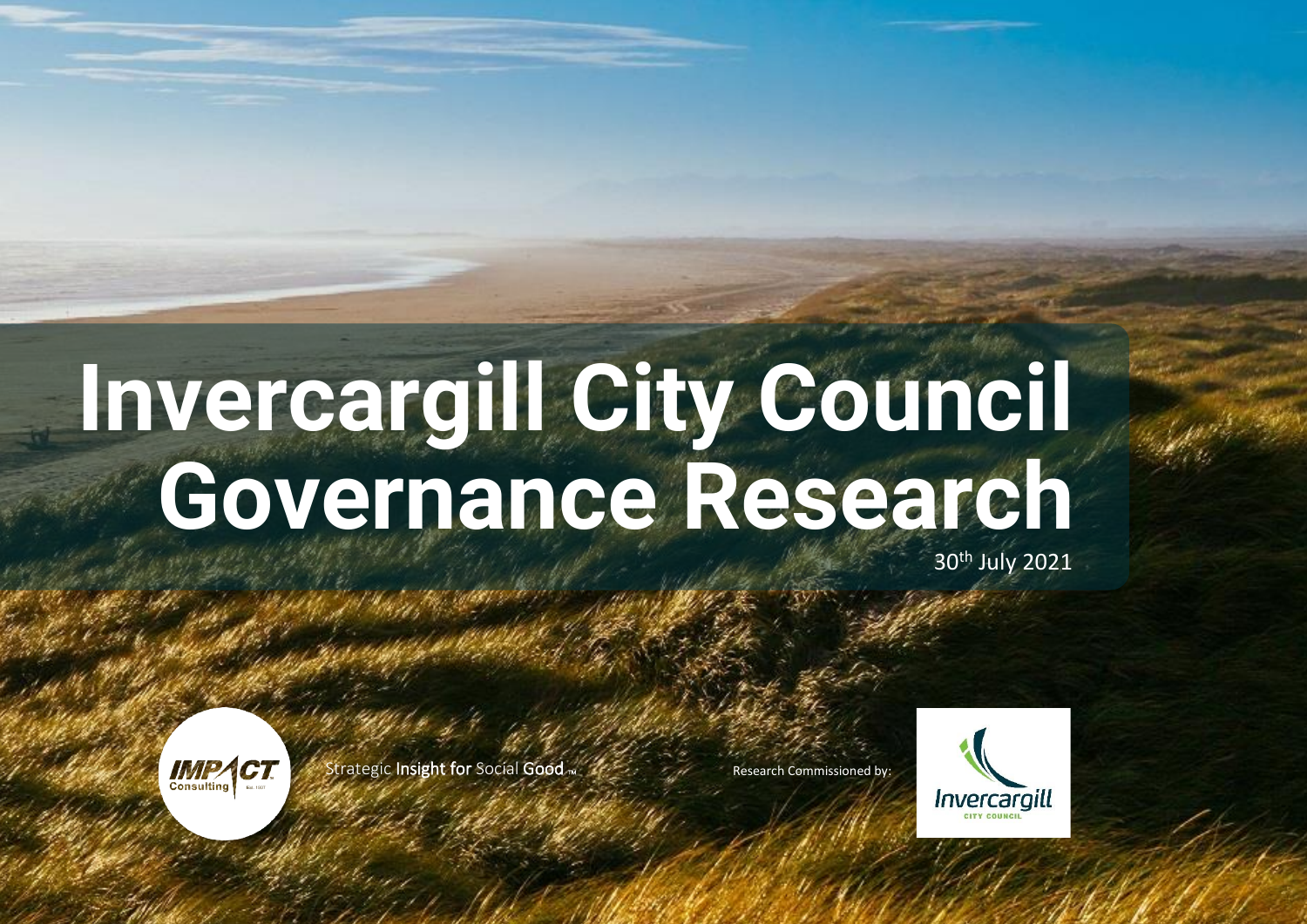# Invercargill City Council Governance Research

30th July 2021

IMPACT Consulting

Strategic Insight for Social Good ™

Research Commissioned by:

Invercargill City Council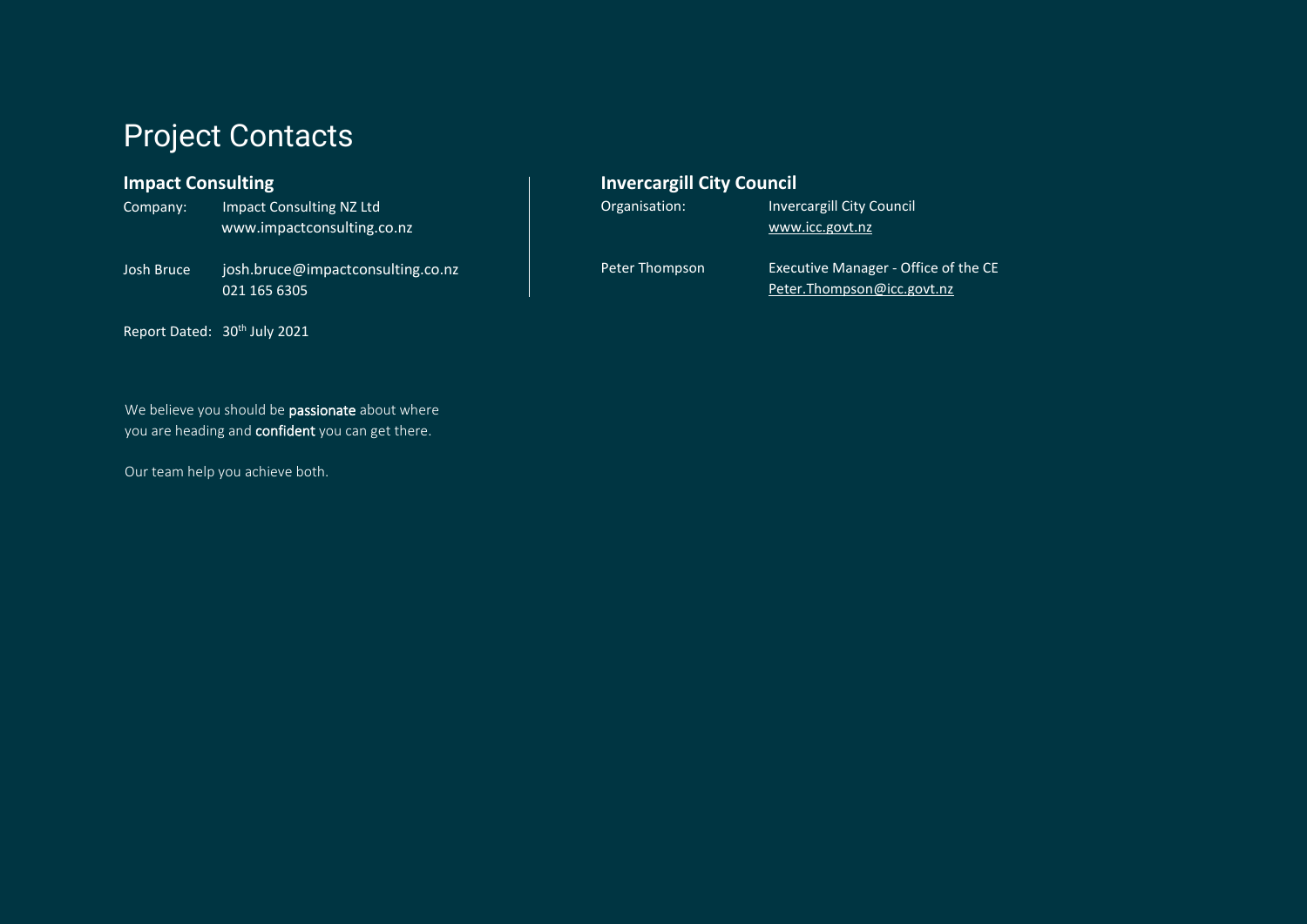# Project Contacts

### Impact Consulting

Company: Impact Consulting NZ Ltd
www.impactconsulting.co.nz

Josh Bruce josh.bruce@impactconsulting.co.nz
021 165 6305

Report Dated: 30th July 2021

### Invercargill City Council

Organisation: Invercargill City Council
www.icc.govt.nz

Peter Thompson Executive Manager - Office of the CE
Peter.Thompson@icc.govt.nz

We believe you should be **passionate** about where you are heading and **confident** you can get there.

Our team help you achieve both.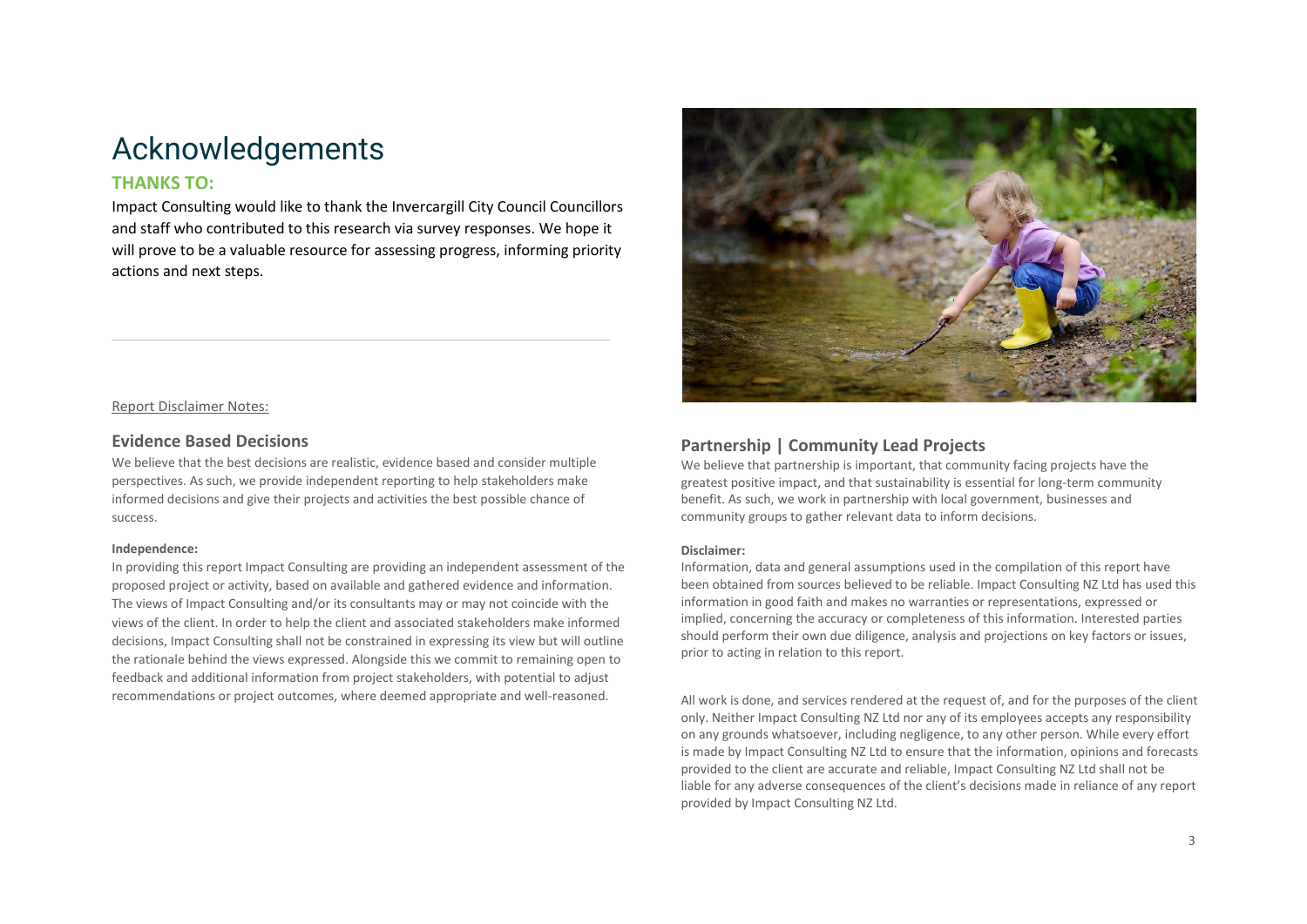# Acknowledgements

## THANKS TO:

Impact Consulting would like to thank the Invercargill City Council Councillors and staff who contributed to this research via survey responses. We hope it will prove to be a valuable resource for assessing progress, informing priority actions and next steps.

Report Disclaimer Notes:

### Evidence Based Decisions

We believe that the best decisions are realistic, evidence based and consider multiple perspectives. As such, we provide independent reporting to help stakeholders make informed decisions and give their projects and activities the best possible chance of success.

**Independence:**

In providing this report Impact Consulting are providing an independent assessment of the proposed project or activity, based on available and gathered evidence and information. The views of Impact Consulting and/or its consultants may or may not coincide with the views of the client. In order to help the client and associated stakeholders make informed decisions, Impact Consulting shall not be constrained in expressing its view but will outline the rationale behind the views expressed. Alongside this we commit to remaining open to feedback and additional information from project stakeholders, with potential to adjust recommendations or project outcomes, where deemed appropriate and well-reasoned.

### Partnership | Community Lead Projects

We believe that partnership is important, that community facing projects have the greatest positive impact, and that sustainability is essential for long-term community benefit. As such, we work in partnership with local government, businesses and community groups to gather relevant data to inform decisions.

**Disclaimer:**

Information, data and general assumptions used in the compilation of this report have been obtained from sources believed to be reliable. Impact Consulting NZ Ltd has used this information in good faith and makes no warranties or representations, expressed or implied, concerning the accuracy or completeness of this information. Interested parties should perform their own due diligence, analysis and projections on key factors or issues, prior to acting in relation to this report.

All work is done, and services rendered at the request of, and for the purposes of the client only. Neither Impact Consulting NZ Ltd nor any of its employees accepts any responsibility on any grounds whatsoever, including negligence, to any other person. While every effort is made by Impact Consulting NZ Ltd to ensure that the information, opinions and forecasts provided to the client are accurate and reliable, Impact Consulting NZ Ltd shall not be liable for any adverse consequences of the client's decisions made in reliance of any report provided by Impact Consulting NZ Ltd.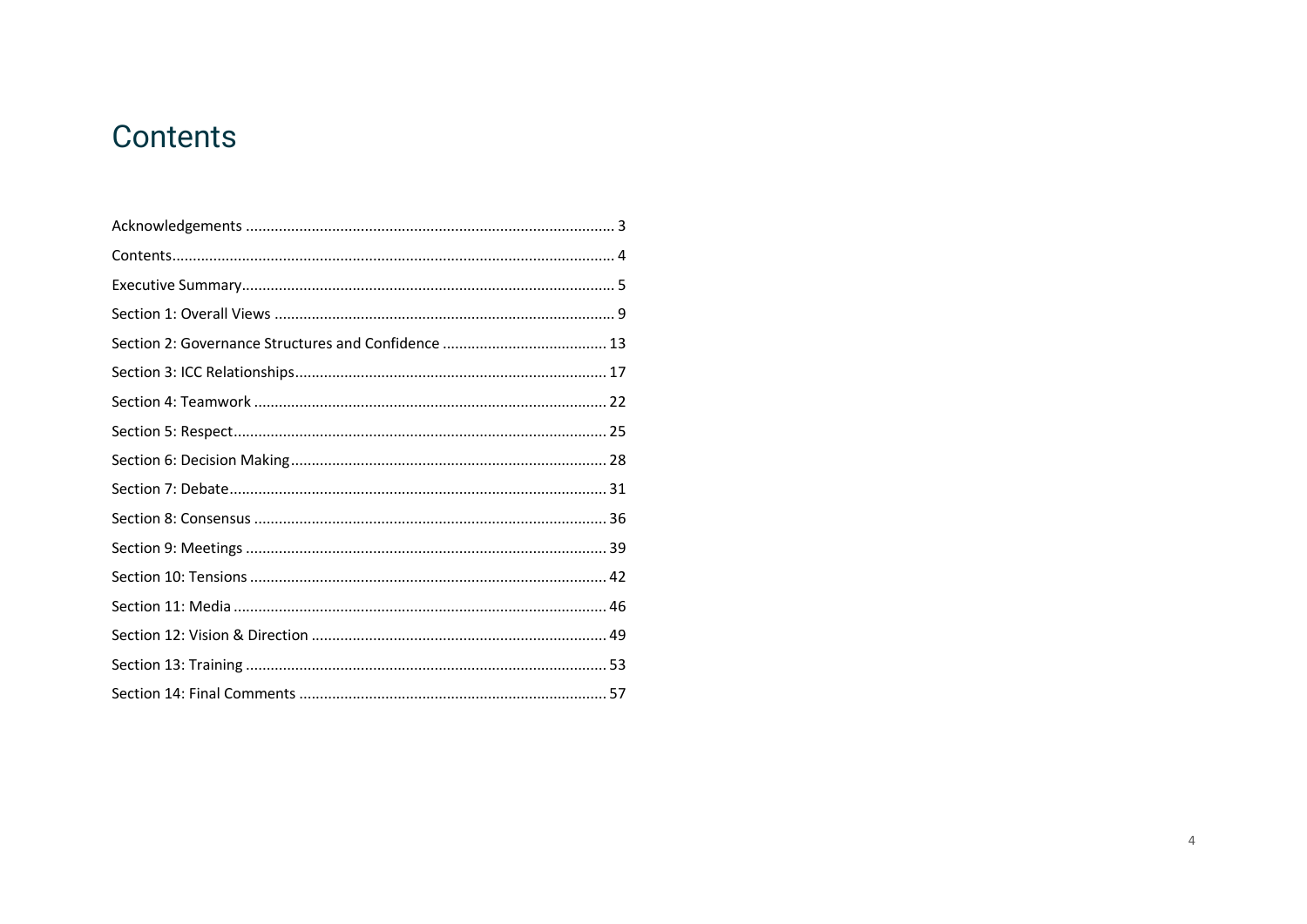# Contents

Acknowledgements ........................................................................................ 3

Contents........................................................................................................ 4

Executive Summary........................................................................................ 5

Section 1: Overall Views ................................................................................ 9

Section 2: Governance Structures and Confidence ....................................... 13

Section 3: ICC Relationships.......................................................................... 17

Section 4: Teamwork .................................................................................... 22

Section 5: Respect......................................................................................... 25

Section 6: Decision Making............................................................................ 28

Section 7: Debate.......................................................................................... 31

Section 8: Consensus .................................................................................... 36

Section 9: Meetings ...................................................................................... 39

Section 10: Tensions ..................................................................................... 42

Section 11: Media.......................................................................................... 46

Section 12: Vision & Direction ...................................................................... 49

Section 13: Training ...................................................................................... 53

Section 14: Final Comments ......................................................................... 57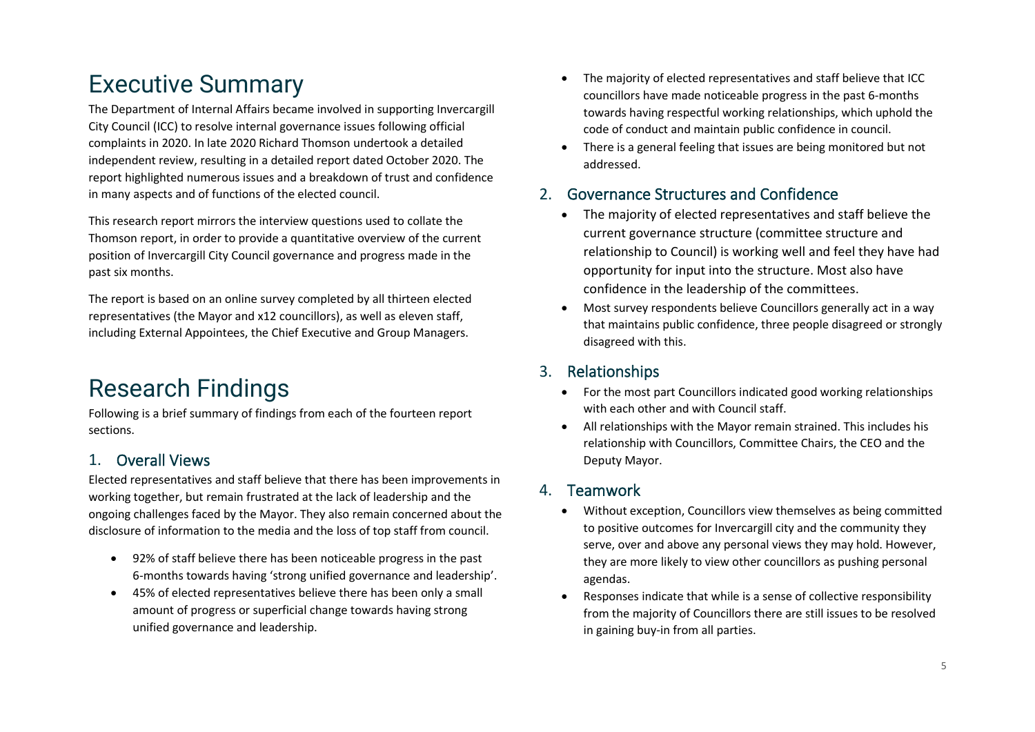# Executive Summary

The Department of Internal Affairs became involved in supporting Invercargill City Council (ICC) to resolve internal governance issues following official complaints in 2020. In late 2020 Richard Thomson undertook a detailed independent review, resulting in a detailed report dated October 2020. The report highlighted numerous issues and a breakdown of trust and confidence in many aspects and of functions of the elected council.

This research report mirrors the interview questions used to collate the Thomson report, in order to provide a quantitative overview of the current position of Invercargill City Council governance and progress made in the past six months.

The report is based on an online survey completed by all thirteen elected representatives (the Mayor and x12 councillors), as well as eleven staff, including External Appointees, the Chief Executive and Group Managers.

# Research Findings

Following is a brief summary of findings from each of the fourteen report sections.

## 1. Overall Views

Elected representatives and staff believe that there has been improvements in working together, but remain frustrated at the lack of leadership and the ongoing challenges faced by the Mayor. They also remain concerned about the disclosure of information to the media and the loss of top staff from council.

- 92% of staff believe there has been noticeable progress in the past 6-months towards having 'strong unified governance and leadership'.
- 45% of elected representatives believe there has been only a small amount of progress or superficial change towards having strong unified governance and leadership.
- The majority of elected representatives and staff believe that ICC councillors have made noticeable progress in the past 6-months towards having respectful working relationships, which uphold the code of conduct and maintain public confidence in council.
- There is a general feeling that issues are being monitored but not addressed.

## 2. Governance Structures and Confidence

- The majority of elected representatives and staff believe the current governance structure (committee structure and relationship to Council) is working well and feel they have had opportunity for input into the structure. Most also have confidence in the leadership of the committees.
- Most survey respondents believe Councillors generally act in a way that maintains public confidence, three people disagreed or strongly disagreed with this.

## 3. Relationships

- For the most part Councillors indicated good working relationships with each other and with Council staff.
- All relationships with the Mayor remain strained. This includes his relationship with Councillors, Committee Chairs, the CEO and the Deputy Mayor.

## 4. Teamwork

- Without exception, Councillors view themselves as being committed to positive outcomes for Invercargill city and the community they serve, over and above any personal views they may hold. However, they are more likely to view other councillors as pushing personal agendas.
- Responses indicate that while is a sense of collective responsibility from the majority of Councillors there are still issues to be resolved in gaining buy-in from all parties.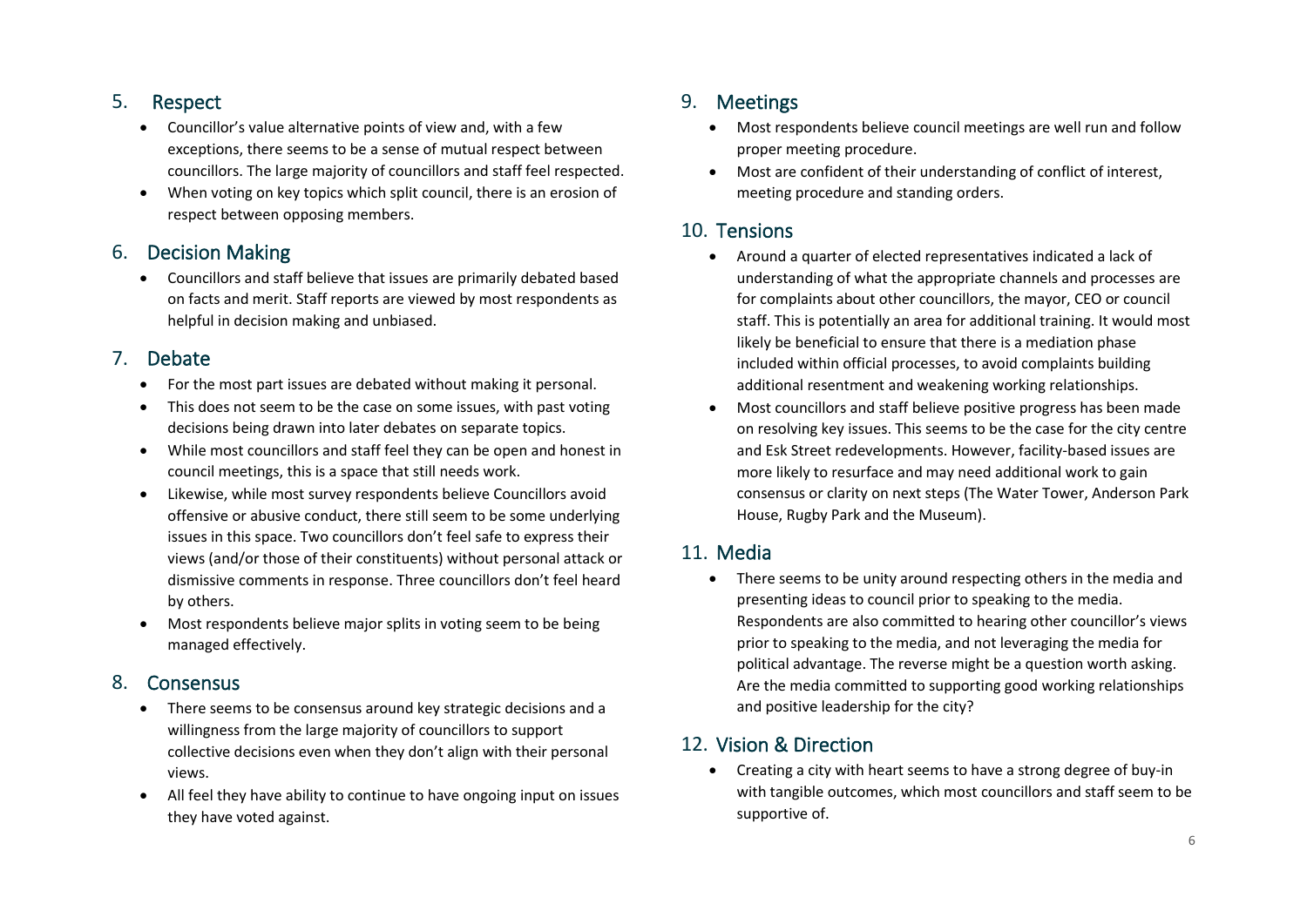## 5. Respect

- Councillor's value alternative points of view and, with a few exceptions, there seems to be a sense of mutual respect between councillors. The large majority of councillors and staff feel respected.
- When voting on key topics which split council, there is an erosion of respect between opposing members.

## 6. Decision Making

- Councillors and staff believe that issues are primarily debated based on facts and merit. Staff reports are viewed by most respondents as helpful in decision making and unbiased.

## 7. Debate

- For the most part issues are debated without making it personal.
- This does not seem to be the case on some issues, with past voting decisions being drawn into later debates on separate topics.
- While most councillors and staff feel they can be open and honest in council meetings, this is a space that still needs work.
- Likewise, while most survey respondents believe Councillors avoid offensive or abusive conduct, there still seem to be some underlying issues in this space. Two councillors don't feel safe to express their views (and/or those of their constituents) without personal attack or dismissive comments in response. Three councillors don't feel heard by others.
- Most respondents believe major splits in voting seem to be being managed effectively.

## 8. Consensus

- There seems to be consensus around key strategic decisions and a willingness from the large majority of councillors to support collective decisions even when they don't align with their personal views.
- All feel they have ability to continue to have ongoing input on issues they have voted against.

## 9. Meetings

- Most respondents believe council meetings are well run and follow proper meeting procedure.
- Most are confident of their understanding of conflict of interest, meeting procedure and standing orders.

## 10. Tensions

- Around a quarter of elected representatives indicated a lack of understanding of what the appropriate channels and processes are for complaints about other councillors, the mayor, CEO or council staff. This is potentially an area for additional training. It would most likely be beneficial to ensure that there is a mediation phase included within official processes, to avoid complaints building additional resentment and weakening working relationships.
- Most councillors and staff believe positive progress has been made on resolving key issues. This seems to be the case for the city centre and Esk Street redevelopments. However, facility-based issues are more likely to resurface and may need additional work to gain consensus or clarity on next steps (The Water Tower, Anderson Park House, Rugby Park and the Museum).

## 11. Media

- There seems to be unity around respecting others in the media and presenting ideas to council prior to speaking to the media. Respondents are also committed to hearing other councillor's views prior to speaking to the media, and not leveraging the media for political advantage. The reverse might be a question worth asking. Are the media committed to supporting good working relationships and positive leadership for the city?

## 12. Vision & Direction

- Creating a city with heart seems to have a strong degree of buy-in with tangible outcomes, which most councillors and staff seem to be supportive of.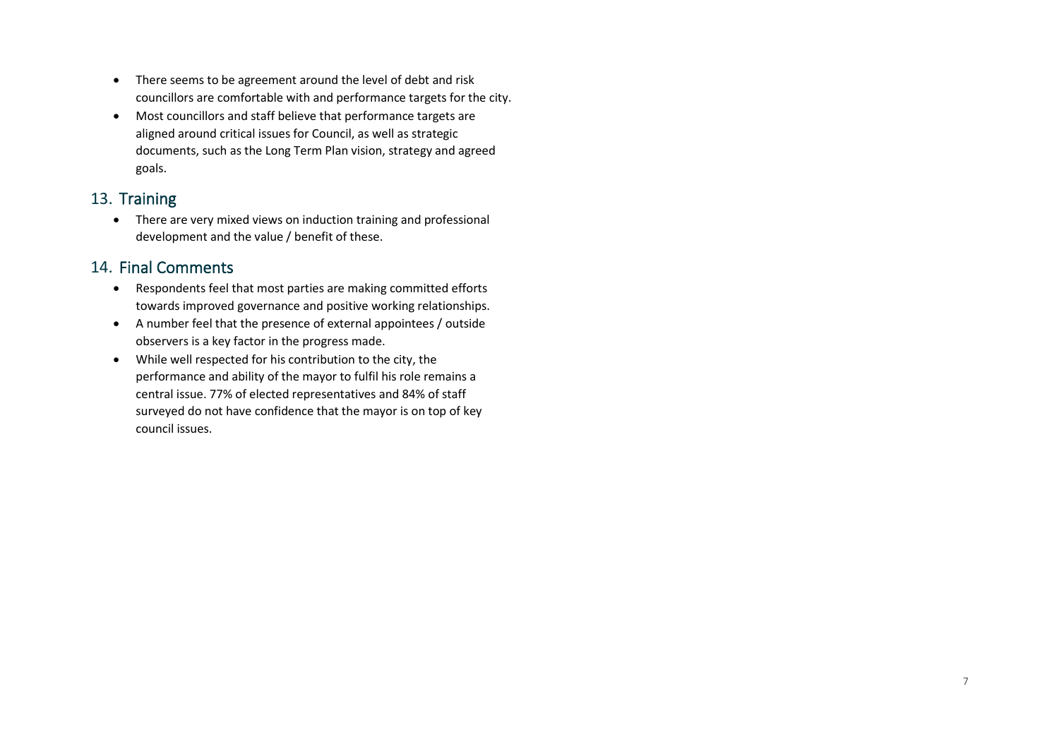- There seems to be agreement around the level of debt and risk councillors are comfortable with and performance targets for the city.
- Most councillors and staff believe that performance targets are aligned around critical issues for Council, as well as strategic documents, such as the Long Term Plan vision, strategy and agreed goals.

## 13. Training

- There are very mixed views on induction training and professional development and the value / benefit of these.

## 14. Final Comments

- Respondents feel that most parties are making committed efforts towards improved governance and positive working relationships.
- A number feel that the presence of external appointees / outside observers is a key factor in the progress made.
- While well respected for his contribution to the city, the performance and ability of the mayor to fulfil his role remains a central issue. 77% of elected representatives and 84% of staff surveyed do not have confidence that the mayor is on top of key council issues.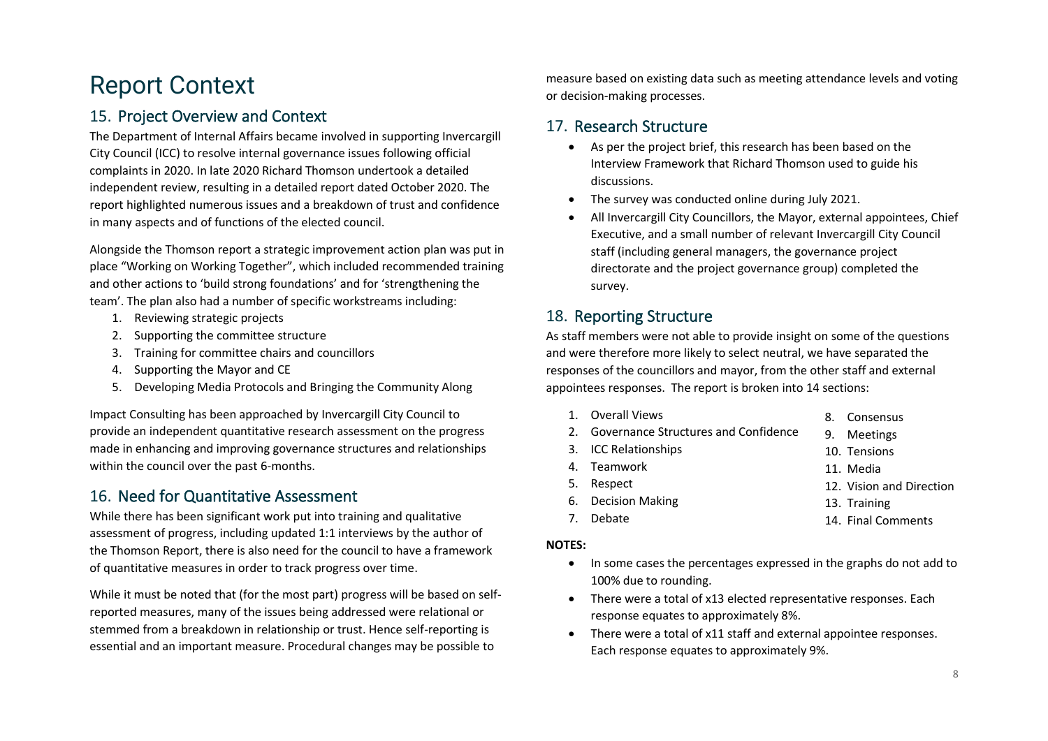# Report Context

## 15. Project Overview and Context

The Department of Internal Affairs became involved in supporting Invercargill City Council (ICC) to resolve internal governance issues following official complaints in 2020. In late 2020 Richard Thomson undertook a detailed independent review, resulting in a detailed report dated October 2020. The report highlighted numerous issues and a breakdown of trust and confidence in many aspects and of functions of the elected council.

Alongside the Thomson report a strategic improvement action plan was put in place "Working on Working Together", which included recommended training and other actions to 'build strong foundations' and for 'strengthening the team'. The plan also had a number of specific workstreams including:

1. Reviewing strategic projects
2. Supporting the committee structure
3. Training for committee chairs and councillors
4. Supporting the Mayor and CE
5. Developing Media Protocols and Bringing the Community Along

Impact Consulting has been approached by Invercargill City Council to provide an independent quantitative research assessment on the progress made in enhancing and improving governance structures and relationships within the council over the past 6-months.

## 16. Need for Quantitative Assessment

While there has been significant work put into training and qualitative assessment of progress, including updated 1:1 interviews by the author of the Thomson Report, there is also need for the council to have a framework of quantitative measures in order to track progress over time.

While it must be noted that (for the most part) progress will be based on self-reported measures, many of the issues being addressed were relational or stemmed from a breakdown in relationship or trust. Hence self-reporting is essential and an important measure. Procedural changes may be possible to measure based on existing data such as meeting attendance levels and voting or decision-making processes.

## 17. Research Structure

- As per the project brief, this research has been based on the Interview Framework that Richard Thomson used to guide his discussions.
- The survey was conducted online during July 2021.
- All Invercargill City Councillors, the Mayor, external appointees, Chief Executive, and a small number of relevant Invercargill City Council staff (including general managers, the governance project directorate and the project governance group) completed the survey.

## 18. Reporting Structure

As staff members were not able to provide insight on some of the questions and were therefore more likely to select neutral, we have separated the responses of the councillors and mayor, from the other staff and external appointees responses. The report is broken into 14 sections:

1. Overall Views
2. Governance Structures and Confidence
3. ICC Relationships
4. Teamwork
5. Respect
6. Decision Making
7. Debate
8. Consensus
9. Meetings
10. Tensions
11. Media
12. Vision and Direction
13. Training
14. Final Comments

**NOTES:**

- In some cases the percentages expressed in the graphs do not add to 100% due to rounding.
- There were a total of x13 elected representative responses. Each response equates to approximately 8%.
- There were a total of x11 staff and external appointee responses. Each response equates to approximately 9%.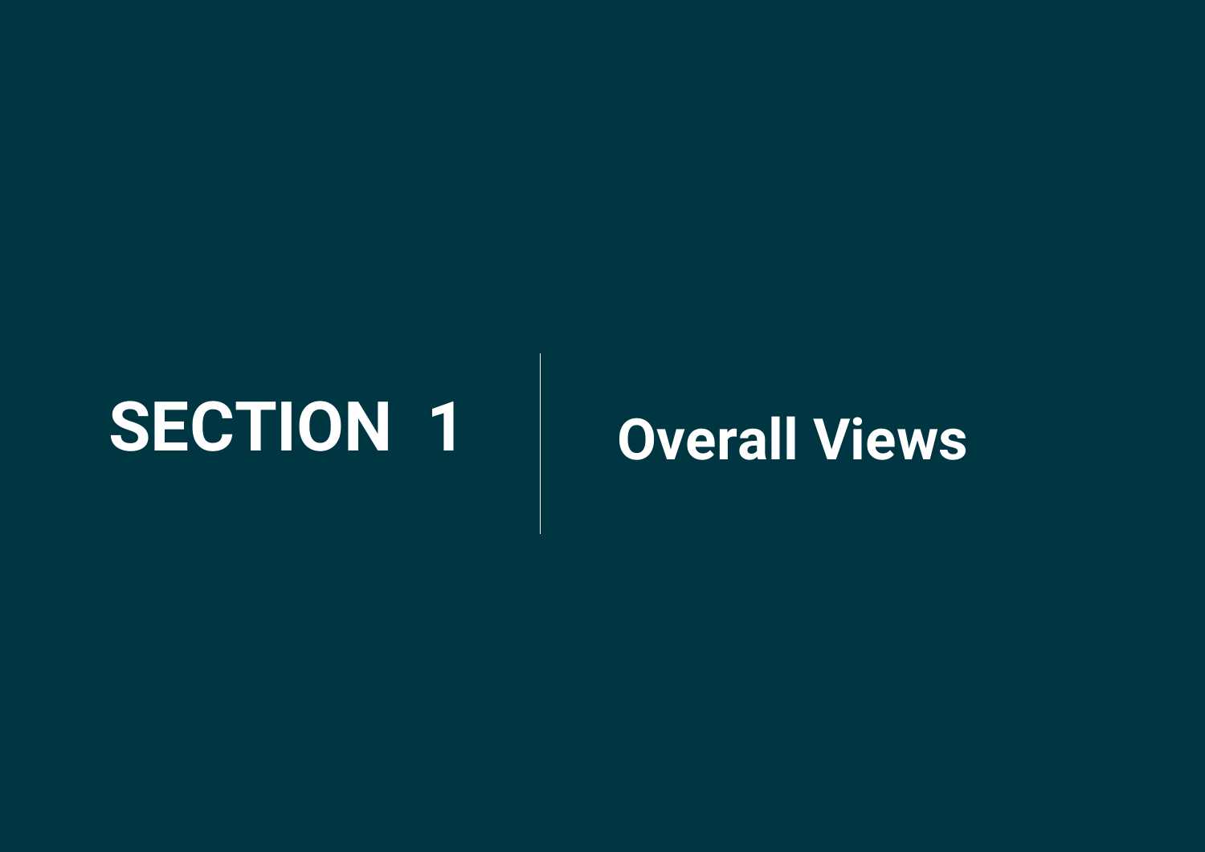# SECTION 1

# Overall Views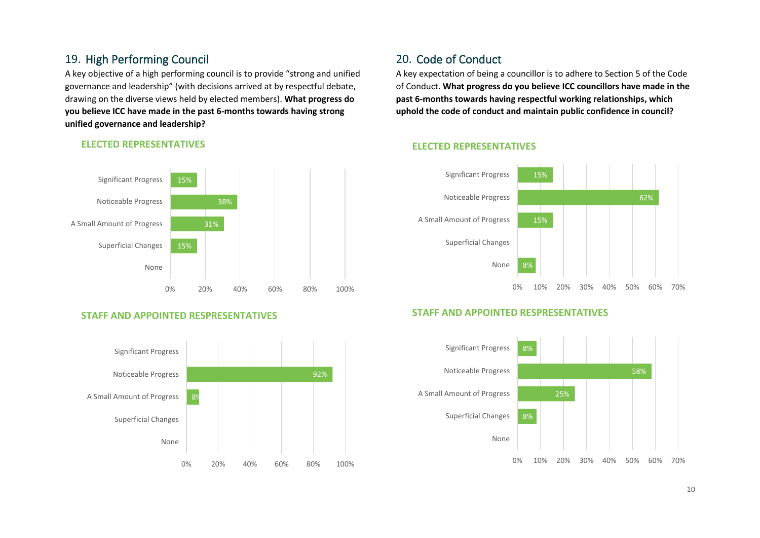## 19. High Performing Council

A key objective of a high performing council is to provide "strong and unified governance and leadership" (with decisions arrived at by respectful debate, drawing on the diverse views held by elected members). **What progress do you believe ICC have made in the past 6-months towards having strong unified governance and leadership?**

### ELECTED REPRESENTATIVES

| Response | Percentage |
|---|---|
| Significant Progress | 15% |
| Noticeable Progress | 38% |
| A Small Amount of Progress | 31% |
| Superficial Changes | 15% |
| None | |

### STAFF AND APPOINTED RESPRESENTATIVES

| Response | Percentage |
|---|---|
| Significant Progress | |
| Noticeable Progress | 92% |
| A Small Amount of Progress | 8% |
| Superficial Changes | |
| None | |

## 20. Code of Conduct

A key expectation of being a councillor is to adhere to Section 5 of the Code of Conduct. **What progress do you believe ICC councillors have made in the past 6-months towards having respectful working relationships, which uphold the code of conduct and maintain public confidence in council?**

### ELECTED REPRESENTATIVES

| Response | Percentage |
|---|---|
| Significant Progress | 15% |
| Noticeable Progress | 62% |
| A Small Amount of Progress | 15% |
| Superficial Changes | |
| None | 8% |

### STAFF AND APPOINTED RESPRESENTATIVES

| Response | Percentage |
|---|---|
| Significant Progress | 8% |
| Noticeable Progress | 58% |
| A Small Amount of Progress | 25% |
| Superficial Changes | 8% |
| None | |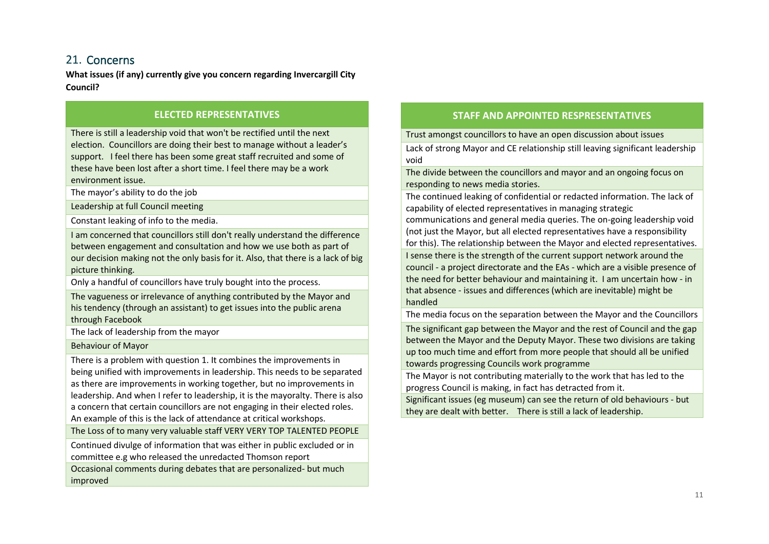## 21. Concerns

**What issues (if any) currently give you concern regarding Invercargill City Council?**

| ELECTED REPRESENTATIVES |
| --- |
| There is still a leadership void that won't be rectified until the next election. Councillors are doing their best to manage without a leader's support. I feel there has been some great staff recruited and some of these have been lost after a short time. I feel there may be a work environment issue. |
| The mayor's ability to do the job |
| Leadership at full Council meeting |
| Constant leaking of info to the media. |
| I am concerned that councillors still don't really understand the difference between engagement and consultation and how we use both as part of our decision making not the only basis for it. Also, that there is a lack of big picture thinking. |
| Only a handful of councillors have truly bought into the process. |
| The vagueness or irrelevance of anything contributed by the Mayor and his tendency (through an assistant) to get issues into the public arena through Facebook |
| The lack of leadership from the mayor |
| Behaviour of Mayor |
| There is a problem with question 1. It combines the improvements in being unified with improvements in leadership. This needs to be separated as there are improvements in working together, but no improvements in leadership. And when I refer to leadership, it is the mayoralty. There is also a concern that certain councillors are not engaging in their elected roles. An example of this is the lack of attendance at critical workshops. |
| The Loss of to many very valuable staff VERY VERY TOP TALENTED PEOPLE |
| Continued divulge of information that was either in public excluded or in committee e.g who released the unredacted Thomson report |
| Occasional comments during debates that are personalized- but much improved |

| STAFF AND APPOINTED RESPRESENTATIVES |
| --- |
| Trust amongst councillors to have an open discussion about issues |
| Lack of strong Mayor and CE relationship still leaving significant leadership void |
| The divide between the councillors and mayor and an ongoing focus on responding to news media stories. |
| The continued leaking of confidential or redacted information. The lack of capability of elected representatives in managing strategic communications and general media queries. The on-going leadership void (not just the Mayor, but all elected representatives have a responsibility for this). The relationship between the Mayor and elected representatives. |
| I sense there is the strength of the current support network around the council - a project directorate and the EAs - which are a visible presence of the need for better behaviour and maintaining it. I am uncertain how - in that absence - issues and differences (which are inevitable) might be handled |
| The media focus on the separation between the Mayor and the Councillors |
| The significant gap between the Mayor and the rest of Council and the gap between the Mayor and the Deputy Mayor. These two divisions are taking up too much time and effort from more people that should all be unified towards progressing Councils work programme |
| The Mayor is not contributing materially to the work that has led to the progress Council is making, in fact has detracted from it. |
| Significant issues (eg museum) can see the return of old behaviours - but they are dealt with better. There is still a lack of leadership. |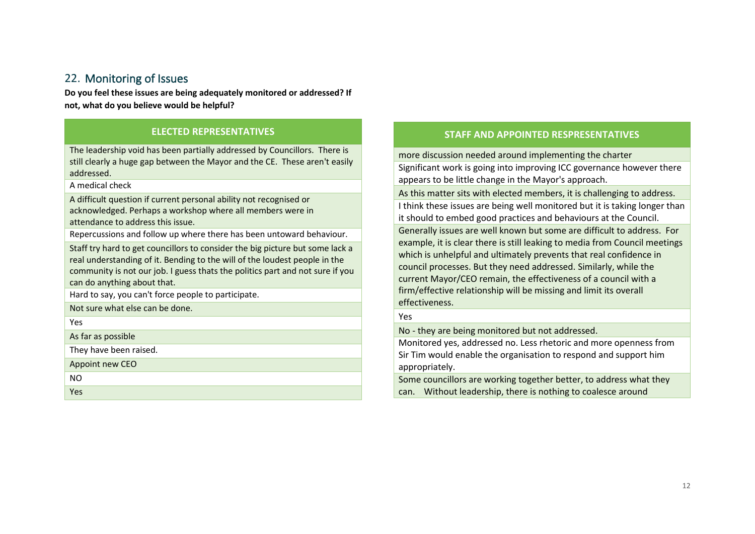## 22. Monitoring of Issues

**Do you feel these issues are being adequately monitored or addressed? If not, what do you believe would be helpful?**

| ELECTED REPRESENTATIVES |
| --- |
| The leadership void has been partially addressed by Councillors. There is still clearly a huge gap between the Mayor and the CE. These aren't easily addressed. |
| A medical check |
| A difficult question if current personal ability not recognised or acknowledged. Perhaps a workshop where all members were in attendance to address this issue. |
| Repercussions and follow up where there has been untoward behaviour. |
| Staff try hard to get councillors to consider the big picture but some lack a real understanding of it. Bending to the will of the loudest people in the community is not our job. I guess thats the politics part and not sure if you can do anything about that. |
| Hard to say, you can't force people to participate. |
| Not sure what else can be done. |
| Yes |
| As far as possible |
| They have been raised. |
| Appoint new CEO |
| NO |
| Yes |

| STAFF AND APPOINTED RESPRESENTATIVES |
| --- |
| more discussion needed around implementing the charter |
| Significant work is going into improving ICC governance however there appears to be little change in the Mayor's approach. |
| As this matter sits with elected members, it is challenging to address. |
| I think these issues are being well monitored but it is taking longer than it should to embed good practices and behaviours at the Council. |
| Generally issues are well known but some are difficult to address. For example, it is clear there is still leaking to media from Council meetings which is unhelpful and ultimately prevents that real confidence in council processes. But they need addressed. Similarly, while the current Mayor/CEO remain, the effectiveness of a council with a firm/effective relationship will be missing and limit its overall effectiveness. |
| Yes |
| No - they are being monitored but not addressed. |
| Monitored yes, addressed no. Less rhetoric and more openness from Sir Tim would enable the organisation to respond and support him appropriately. |
| Some councillors are working together better, to address what they can. Without leadership, there is nothing to coalesce around |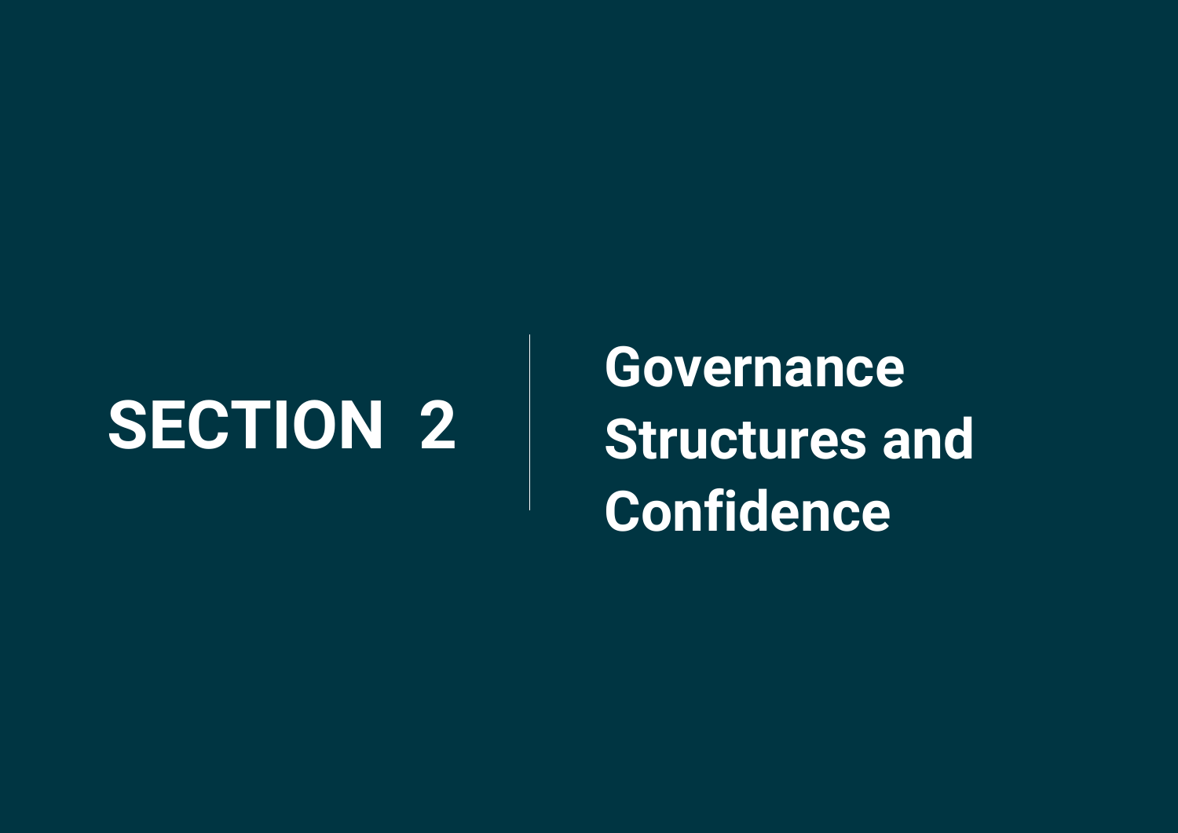# SECTION 2 | Governance Structures and Confidence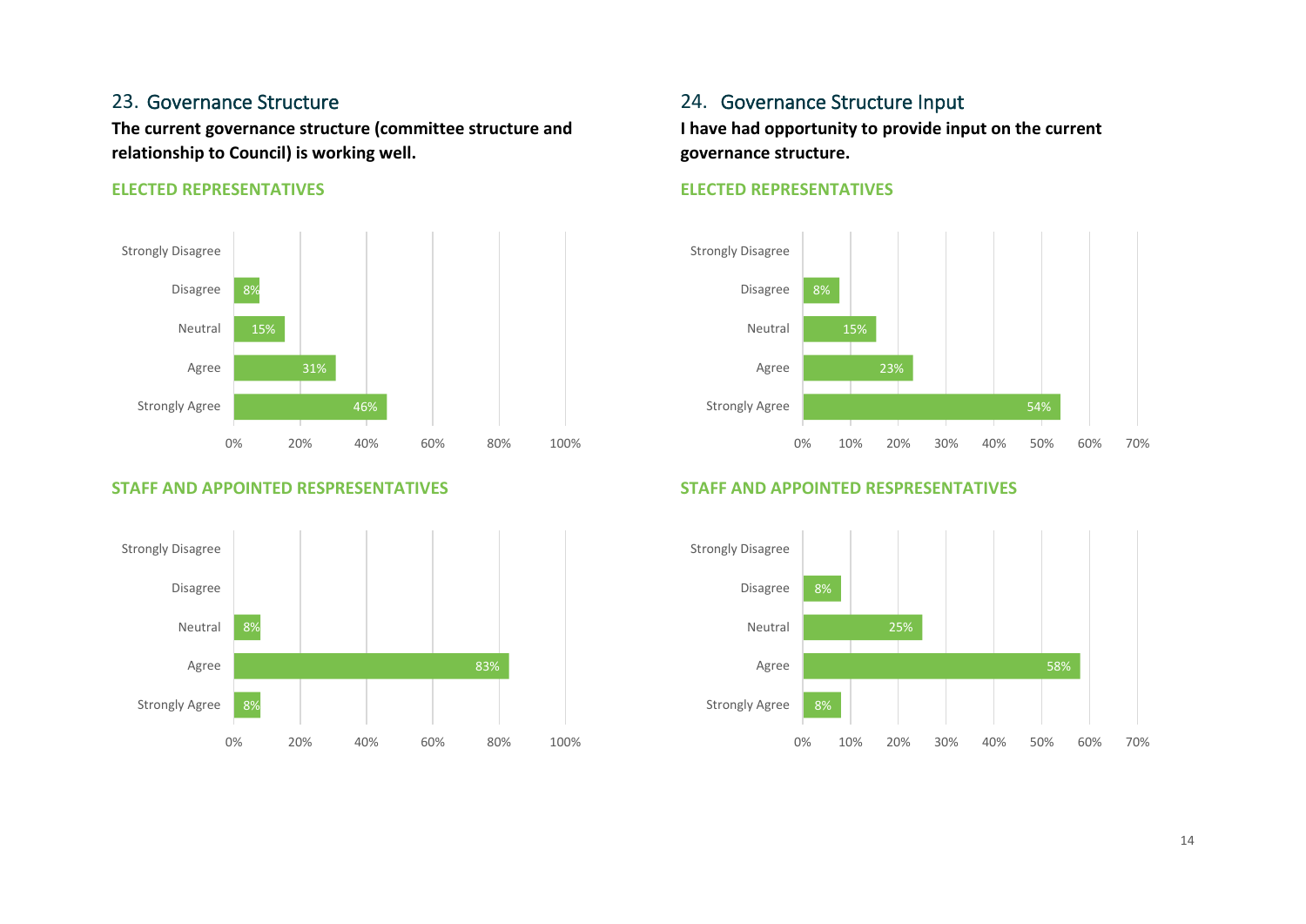## 23. Governance Structure

**The current governance structure (committee structure and relationship to Council) is working well.**

**ELECTED REPRESENTATIVES**

| Response | Percentage |
|---|---|
| Strongly Disagree | |
| Disagree | 8% |
| Neutral | 15% |
| Agree | 31% |
| Strongly Agree | 46% |

**STAFF AND APPOINTED RESPESENTATIVES**

| Response | Percentage |
|---|---|
| Strongly Disagree | |
| Disagree | |
| Neutral | 8% |
| Agree | 83% |
| Strongly Agree | 8% |

## 24. Governance Structure Input

**I have had opportunity to provide input on the current governance structure.**

**ELECTED REPRESENTATIVES**

| Response | Percentage |
|---|---|
| Strongly Disagree | |
| Disagree | 8% |
| Neutral | 15% |
| Agree | 23% |
| Strongly Agree | 54% |

**STAFF AND APPOINTED RESPESENTATIVES**

| Response | Percentage |
|---|---|
| Strongly Disagree | |
| Disagree | 8% |
| Neutral | 25% |
| Agree | 58% |
| Strongly Agree | 8% |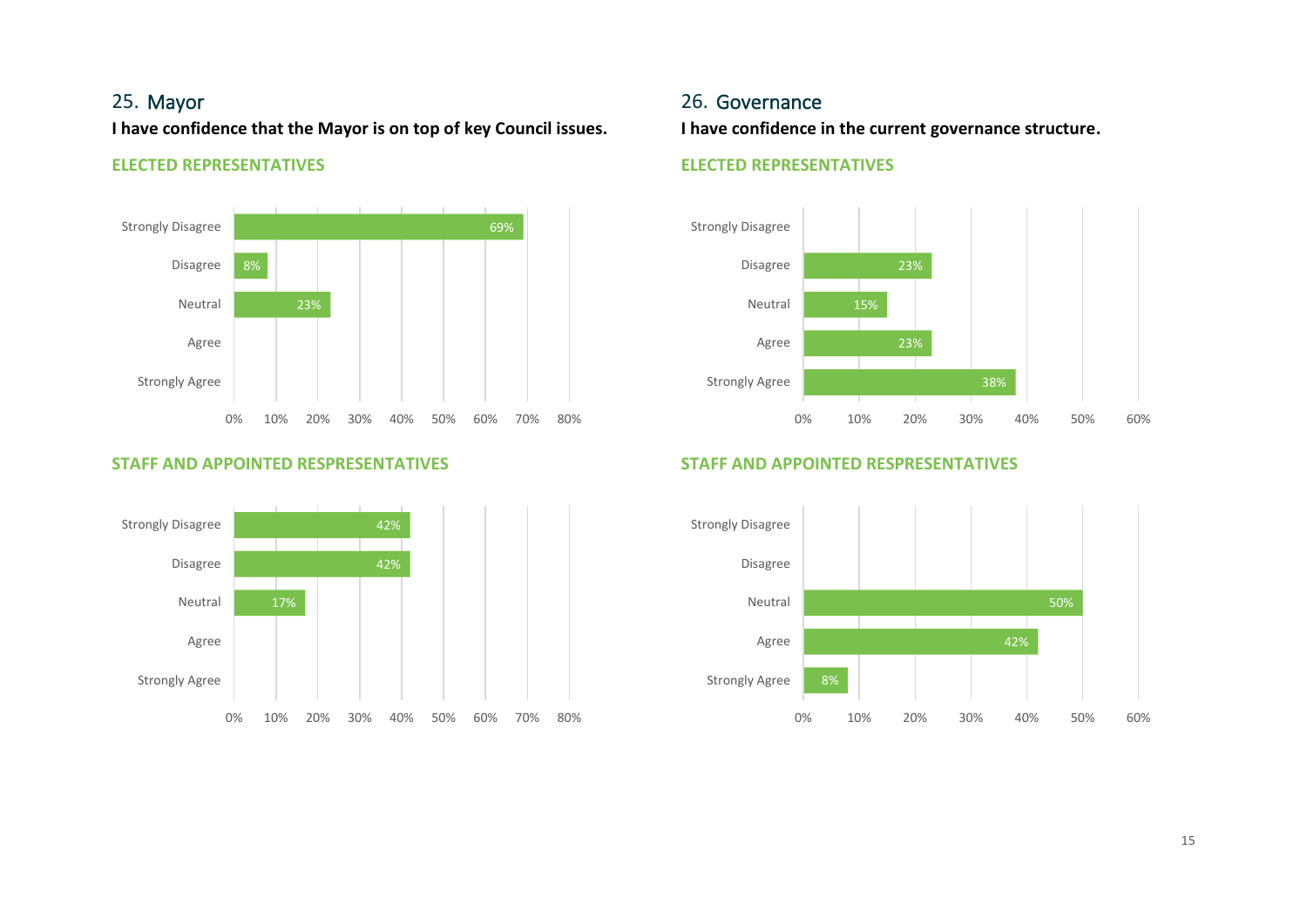## 25. Mayor

**I have confidence that the Mayor is on top of key Council issues.**

### ELECTED REPRESENTATIVES

| Response | Percentage |
| --- | --- |
| Strongly Disagree | 69% |
| Disagree | 8% |
| Neutral | 23% |
| Agree | |
| Strongly Agree | |

### STAFF AND APPOINTED RESPRESENTATIVES

| Response | Percentage |
| --- | --- |
| Strongly Disagree | 42% |
| Disagree | 42% |
| Neutral | 17% |
| Agree | |
| Strongly Agree | |

## 26. Governance

**I have confidence in the current governance structure.**

### ELECTED REPRESENTATIVES

| Response | Percentage |
| --- | --- |
| Strongly Disagree | |
| Disagree | 23% |
| Neutral | 15% |
| Agree | 23% |
| Strongly Agree | 38% |

### STAFF AND APPOINTED RESPRESENTATIVES

| Response | Percentage |
| --- | --- |
| Strongly Disagree | |
| Disagree | |
| Neutral | 50% |
| Agree | 42% |
| Strongly Agree | 8% |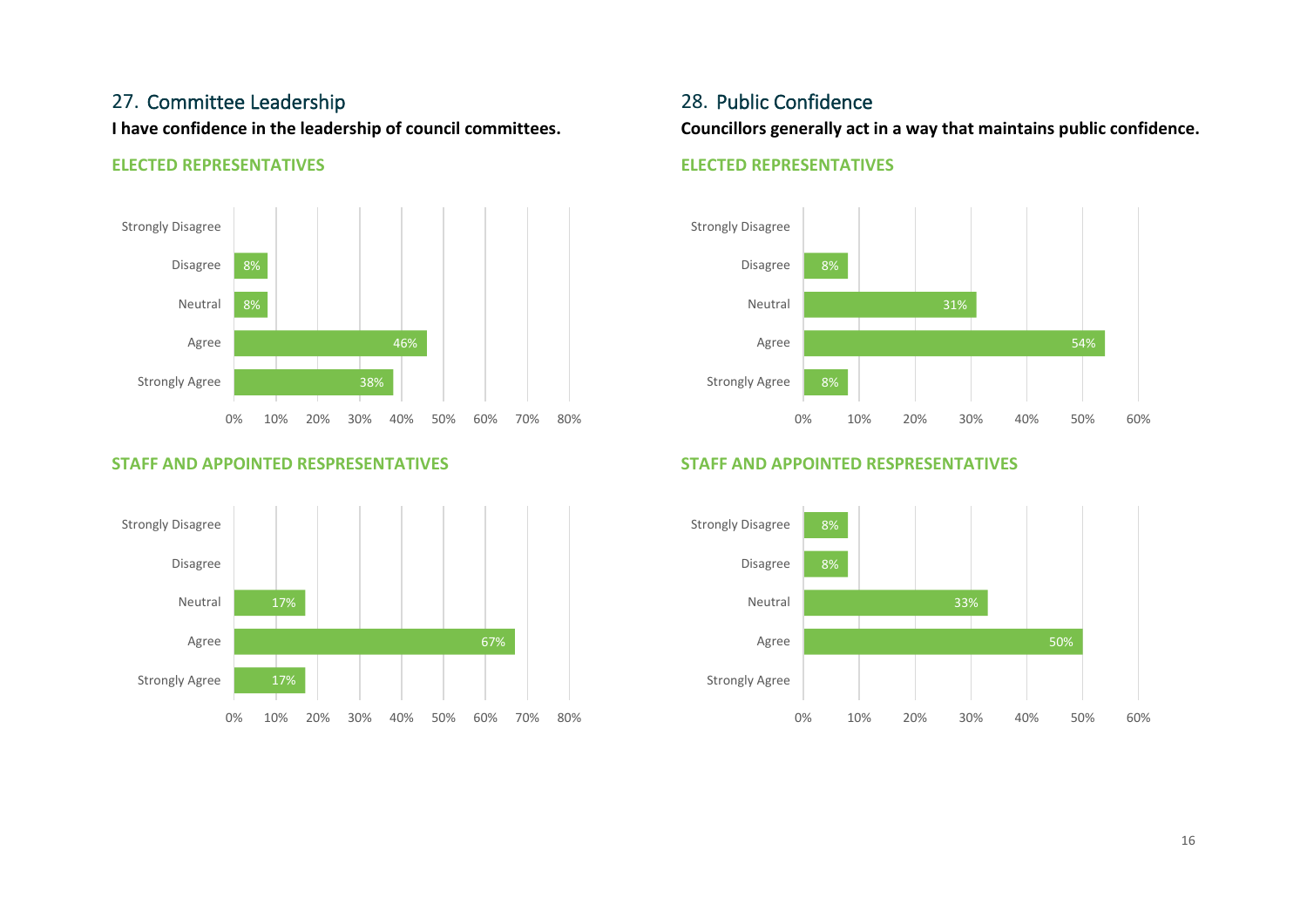## 27. Committee Leadership

**I have confidence in the leadership of council committees.**

### ELECTED REPRESENTATIVES

| Response | Percentage |
|---|---|
| Strongly Disagree | |
| Disagree | 8% |
| Neutral | 8% |
| Agree | 46% |
| Strongly Agree | 38% |

### STAFF AND APPOINTED RESPRESENTATIVES

| Response | Percentage |
|---|---|
| Strongly Disagree | |
| Disagree | |
| Neutral | 17% |
| Agree | 67% |
| Strongly Agree | 17% |

## 28. Public Confidence

**Councillors generally act in a way that maintains public confidence.**

### ELECTED REPRESENTATIVES

| Response | Percentage |
|---|---|
| Strongly Disagree | |
| Disagree | 8% |
| Neutral | 31% |
| Agree | 54% |
| Strongly Agree | 8% |

### STAFF AND APPOINTED RESPRESENTATIVES

| Response | Percentage |
|---|---|
| Strongly Disagree | 8% |
| Disagree | 8% |
| Neutral | 33% |
| Agree | 50% |
| Strongly Agree | |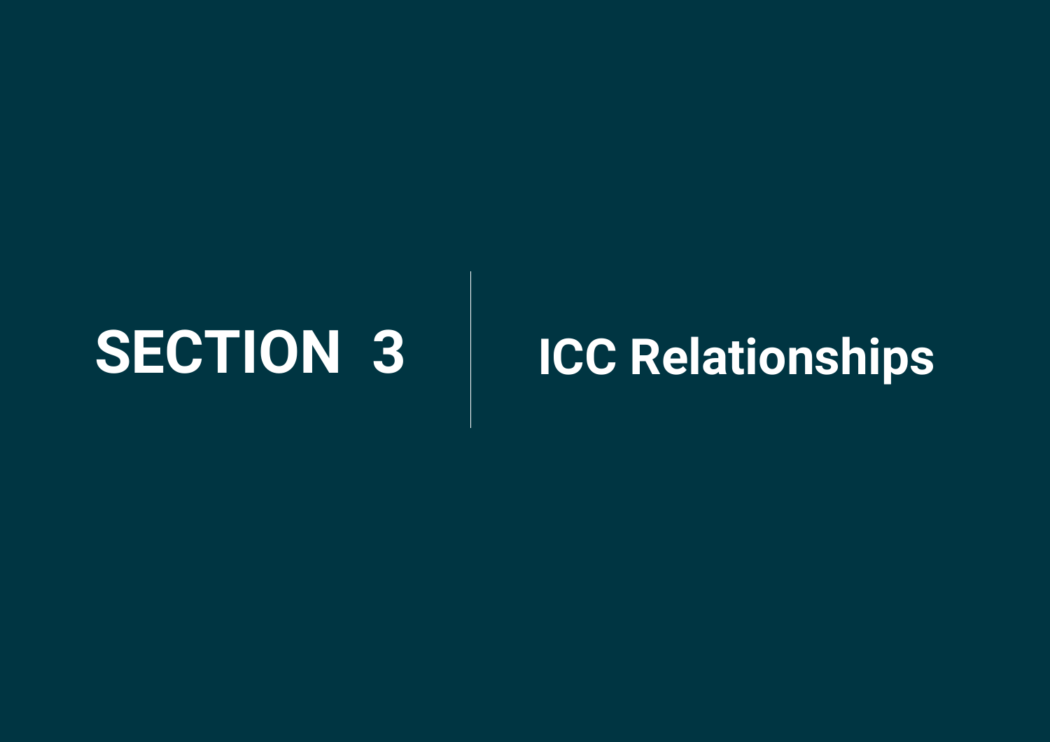# SECTION 3 | ICC Relationships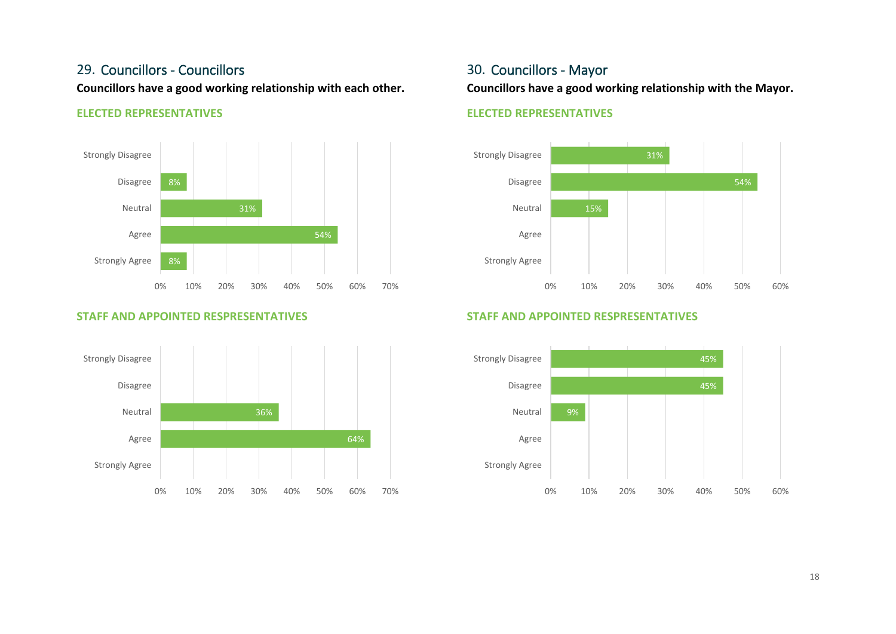## 29. Councillors - Councillors

**Councillors have a good working relationship with each other.**

### ELECTED REPRESENTATIVES

| Response | Percentage |
| --- | --- |
| Strongly Disagree | |
| Disagree | 8% |
| Neutral | 31% |
| Agree | 54% |
| Strongly Agree | 8% |

### STAFF AND APPOINTED RESPRESENTATIVES

| Response | Percentage |
| --- | --- |
| Strongly Disagree | |
| Disagree | |
| Neutral | 36% |
| Agree | 64% |
| Strongly Agree | |

## 30. Councillors - Mayor

**Councillors have a good working relationship with the Mayor.**

### ELECTED REPRESENTATIVES

| Response | Percentage |
| --- | --- |
| Strongly Disagree | 31% |
| Disagree | 54% |
| Neutral | 15% |
| Agree | |
| Strongly Agree | |

### STAFF AND APPOINTED RESPRESENTATIVES

| Response | Percentage |
| --- | --- |
| Strongly Disagree | 45% |
| Disagree | 45% |
| Neutral | 9% |
| Agree | |
| Strongly Agree | |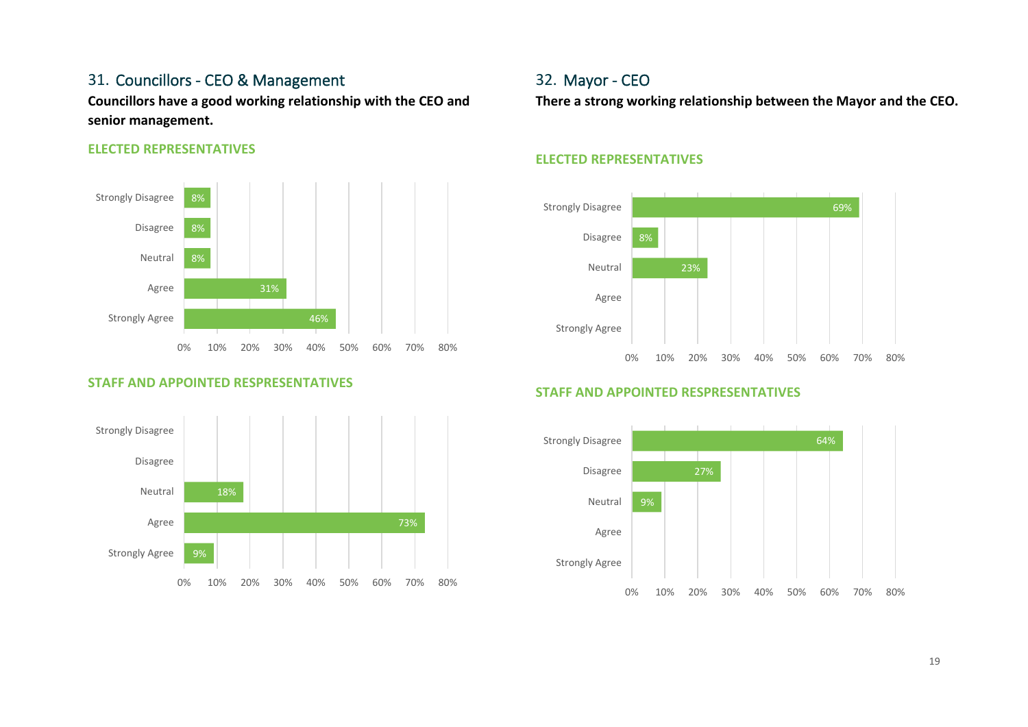## 31. Councillors - CEO & Management

**Councillors have a good working relationship with the CEO and senior management.**

### ELECTED REPRESENTATIVES

| Response | Percentage |
| --- | --- |
| Strongly Disagree | 8% |
| Disagree | 8% |
| Neutral | 8% |
| Agree | 31% |
| Strongly Agree | 46% |

### STAFF AND APPOINTED RESPRESENTATIVES

| Response | Percentage |
| --- | --- |
| Strongly Disagree | |
| Disagree | |
| Neutral | 18% |
| Agree | 73% |
| Strongly Agree | 9% |

## 32. Mayor - CEO

**There a strong working relationship between the Mayor and the CEO.**

### ELECTED REPRESENTATIVES

| Response | Percentage |
| --- | --- |
| Strongly Disagree | 69% |
| Disagree | 8% |
| Neutral | 23% |
| Agree | |
| Strongly Agree | |

### STAFF AND APPOINTED RESPRESENTATIVES

| Response | Percentage |
| --- | --- |
| Strongly Disagree | 64% |
| Disagree | 27% |
| Neutral | 9% |
| Agree | |
| Strongly Agree | |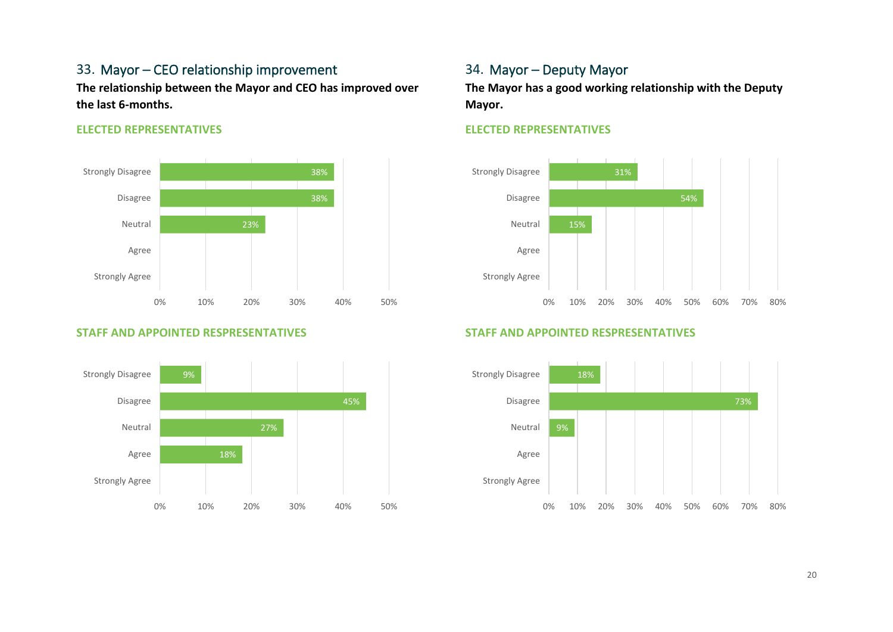## 33. Mayor – CEO relationship improvement

**The relationship between the Mayor and CEO has improved over the last 6-months.**

**ELECTED REPRESENTATIVES**

| Response | % |
|---|---|
| Strongly Disagree | 38% |
| Disagree | 38% |
| Neutral | 23% |
| Agree | |
| Strongly Agree | |

**STAFF AND APPOINTED RESPRESENTATIVES**

| Response | % |
|---|---|
| Strongly Disagree | 9% |
| Disagree | 45% |
| Neutral | 27% |
| Agree | 18% |
| Strongly Agree | |

## 34. Mayor – Deputy Mayor

**The Mayor has a good working relationship with the Deputy Mayor.**

**ELECTED REPRESENTATIVES**

| Response | % |
|---|---|
| Strongly Disagree | 31% |
| Disagree | 54% |
| Neutral | 15% |
| Agree | |
| Strongly Agree | |

**STAFF AND APPOINTED RESPRESENTATIVES**

| Response | % |
|---|---|
| Strongly Disagree | 18% |
| Disagree | 73% |
| Neutral | 9% |
| Agree | |
| Strongly Agree | |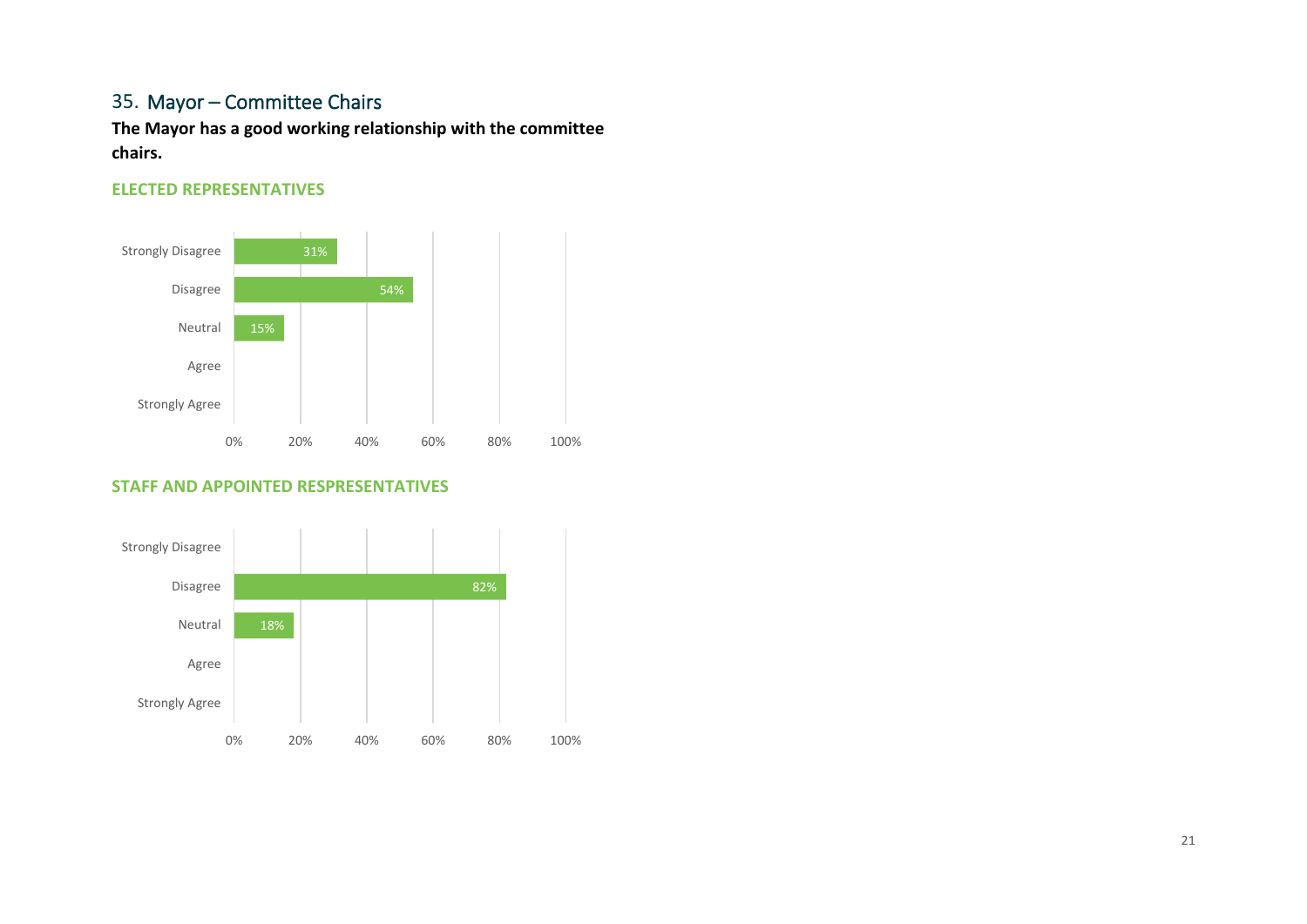## 35. Mayor – Committee Chairs

**The Mayor has a good working relationship with the committee chairs.**

### ELECTED REPRESENTATIVES

| Response | Percentage |
|---|---|
| Strongly Disagree | 31% |
| Disagree | 54% |
| Neutral | 15% |
| Agree | |
| Strongly Agree | |

### STAFF AND APPOINTED RESPSRESENTATIVES

| Response | Percentage |
|---|---|
| Strongly Disagree | |
| Disagree | 82% |
| Neutral | 18% |
| Agree | |
| Strongly Agree | |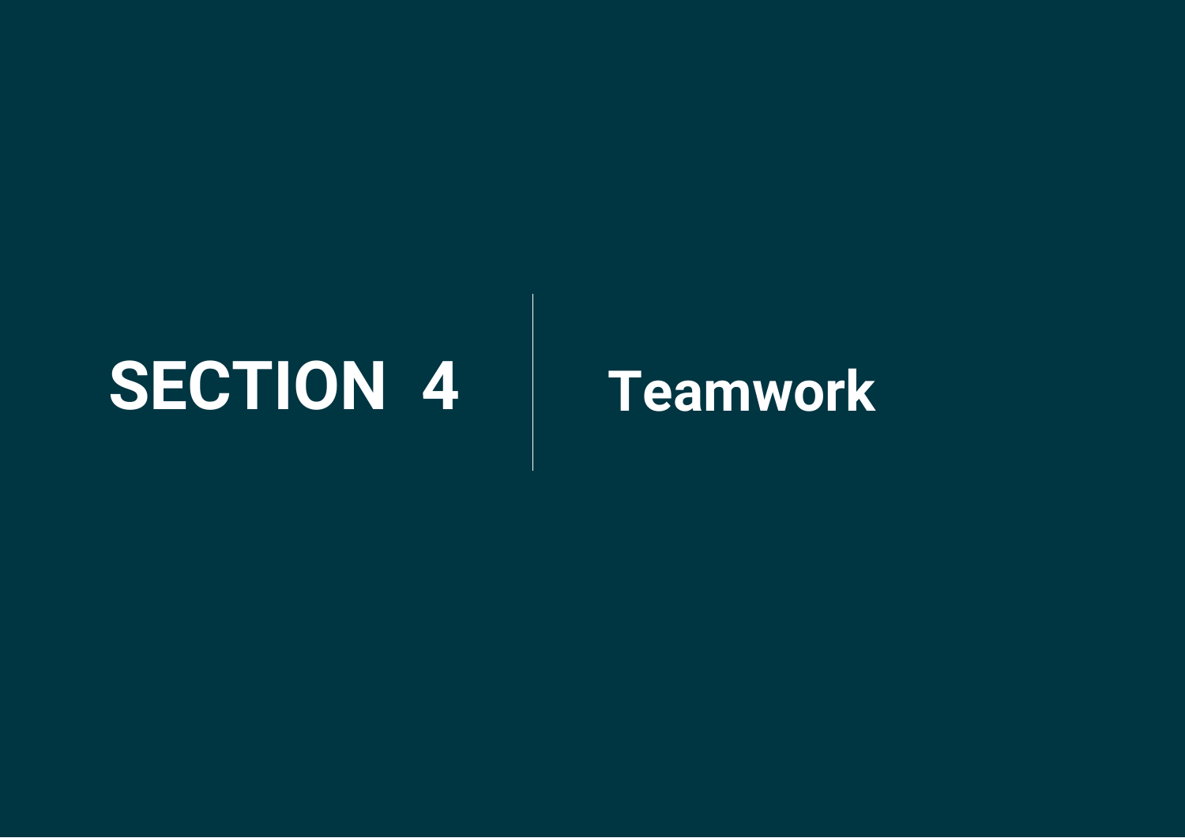# SECTION 4 | Teamwork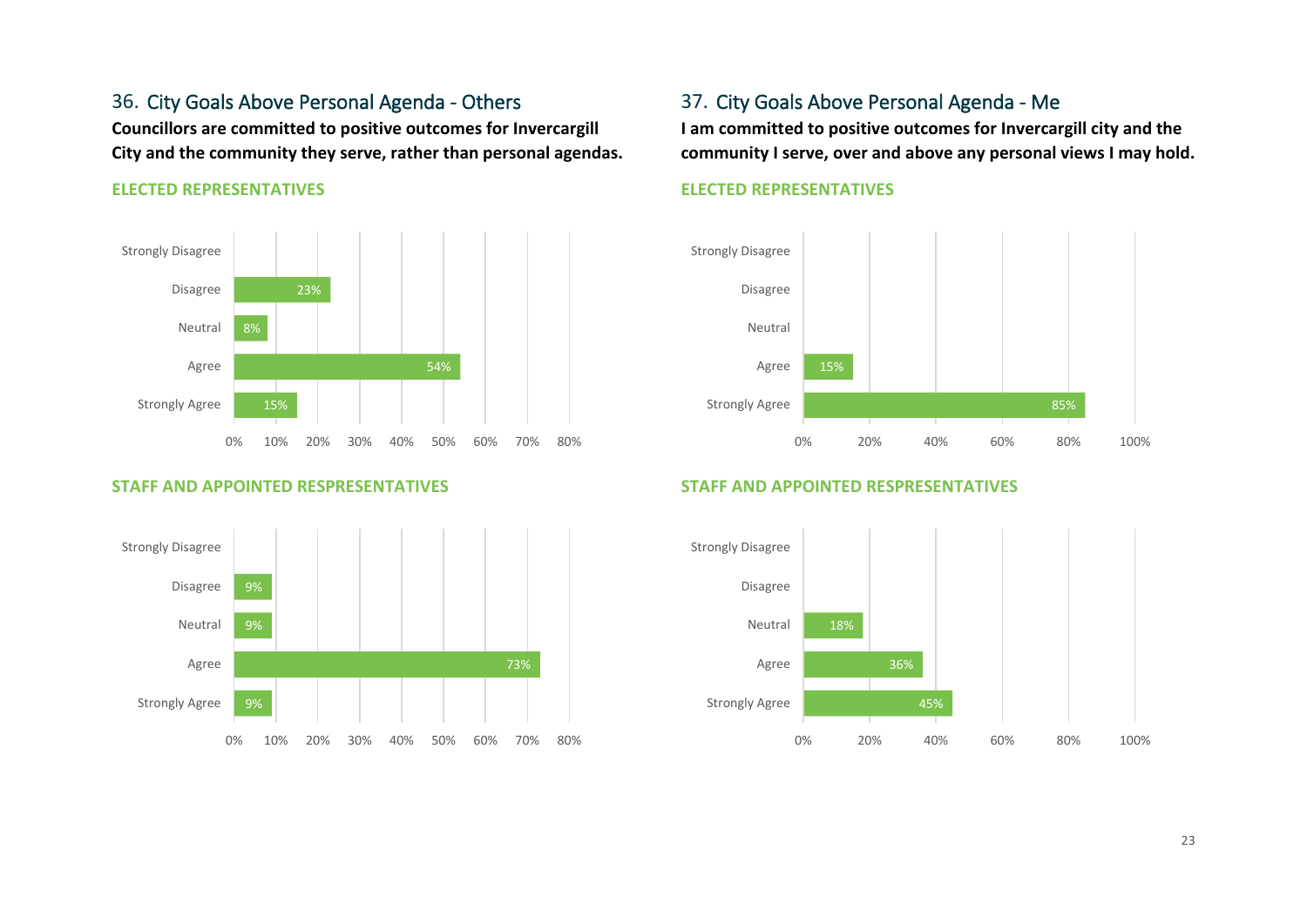## 36. City Goals Above Personal Agenda - Others

**Councillors are committed to positive outcomes for Invercargill City and the community they serve, rather than personal agendas.**

### ELECTED REPRESENTATIVES

| Response | % |
|---|---|
| Strongly Disagree | |
| Disagree | 23% |
| Neutral | 8% |
| Agree | 54% |
| Strongly Agree | 15% |

### STAFF AND APPOINTED RESSPREPENTATIVES

| Response | % |
|---|---|
| Strongly Disagree | |
| Disagree | 9% |
| Neutral | 9% |
| Agree | 73% |
| Strongly Agree | 9% |

## 37. City Goals Above Personal Agenda - Me

**I am committed to positive outcomes for Invercargill city and the community I serve, over and above any personal views I may hold.**

### ELECTED REPRESENTATIVES

| Response | % |
|---|---|
| Strongly Disagree | |
| Disagree | |
| Neutral | |
| Agree | 15% |
| Strongly Agree | 85% |

### STAFF AND APPOINTED RESSPREPENTATIVES

| Response | % |
|---|---|
| Strongly Disagree | |
| Disagree | |
| Neutral | 18% |
| Agree | 36% |
| Strongly Agree | 45% |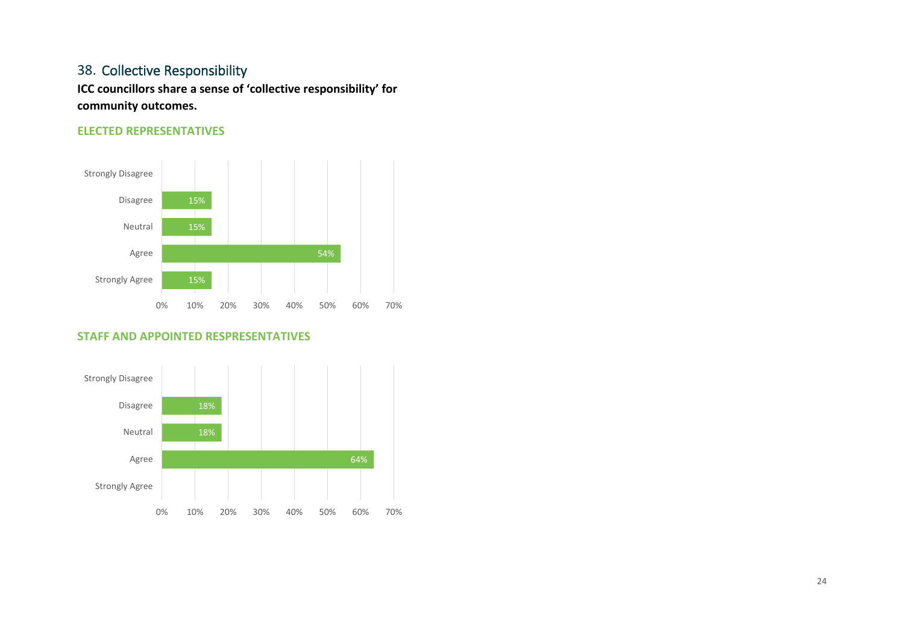## 38. Collective Responsibility

**ICC councillors share a sense of 'collective responsibility' for community outcomes.**

### ELECTED REPRESENTATIVES

| Response | Percentage |
|---|---|
| Strongly Disagree | |
| Disagree | 15% |
| Neutral | 15% |
| Agree | 54% |
| Strongly Agree | 15% |

### STAFF AND APPOINTED RESPRESENTATIVES

| Response | Percentage |
|---|---|
| Strongly Disagree | |
| Disagree | 18% |
| Neutral | 18% |
| Agree | 64% |
| Strongly Agree | |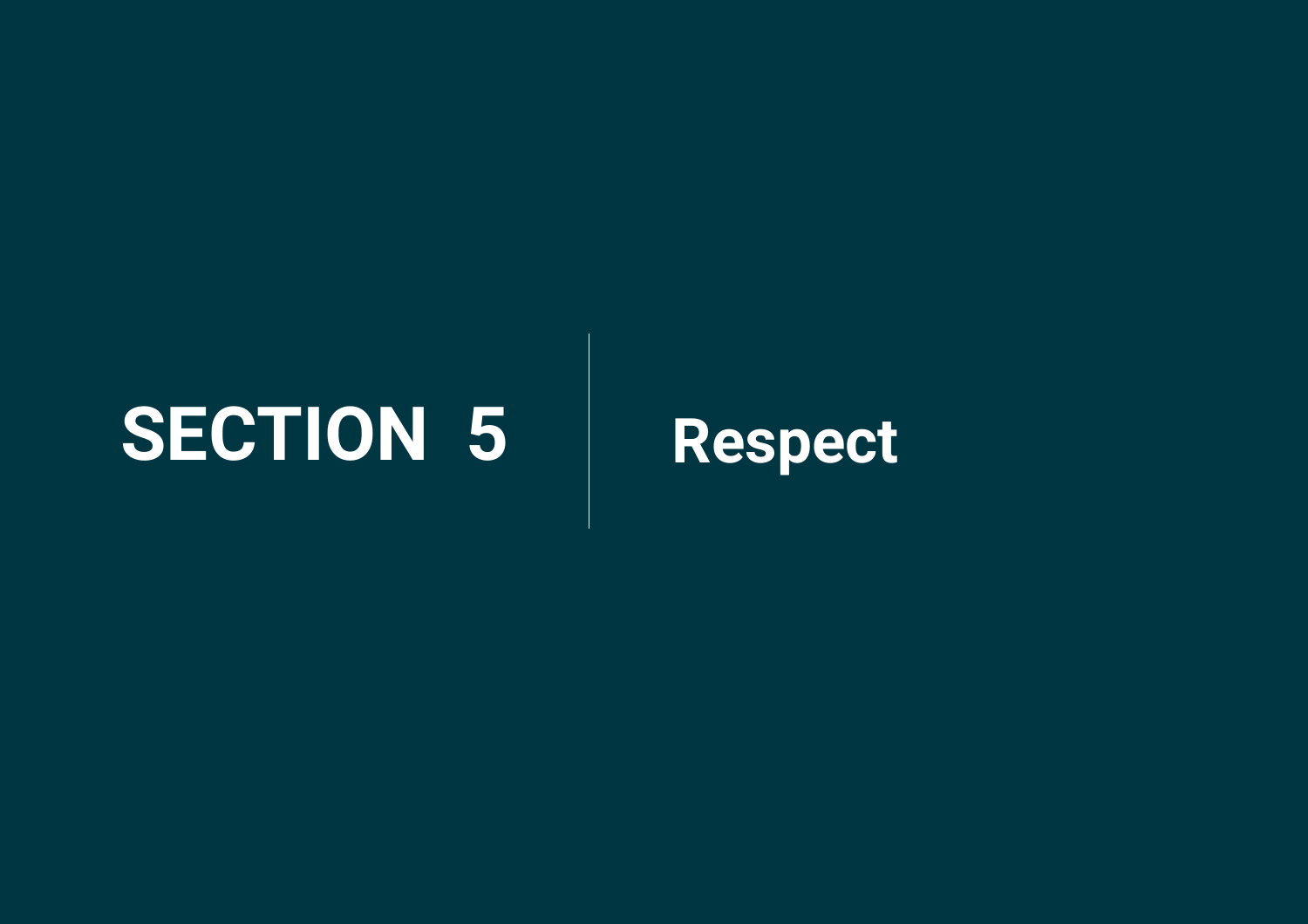# SECTION 5 | Respect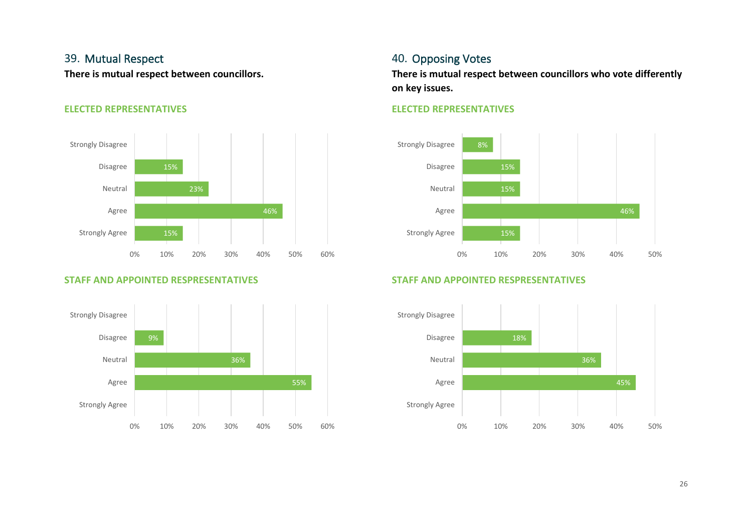## 39. Mutual Respect

**There is mutual respect between councillors.**

### ELECTED REPRESENTATIVES

| Response | Percentage |
| --- | --- |
| Strongly Disagree | |
| Disagree | 15% |
| Neutral | 23% |
| Agree | 46% |
| Strongly Agree | 15% |

### STAFF AND APPOINTED RESPRESENTATIVES

| Response | Percentage |
| --- | --- |
| Strongly Disagree | |
| Disagree | 9% |
| Neutral | 36% |
| Agree | 55% |
| Strongly Agree | |

## 40. Opposing Votes

**There is mutual respect between councillors who vote differently on key issues.**

### ELECTED REPRESENTATIVES

| Response | Percentage |
| --- | --- |
| Strongly Disagree | 8% |
| Disagree | 15% |
| Neutral | 15% |
| Agree | 46% |
| Strongly Agree | 15% |

### STAFF AND APPOINTED RESPRESENTATIVES

| Response | Percentage |
| --- | --- |
| Strongly Disagree | |
| Disagree | 18% |
| Neutral | 36% |
| Agree | 45% |
| Strongly Agree | |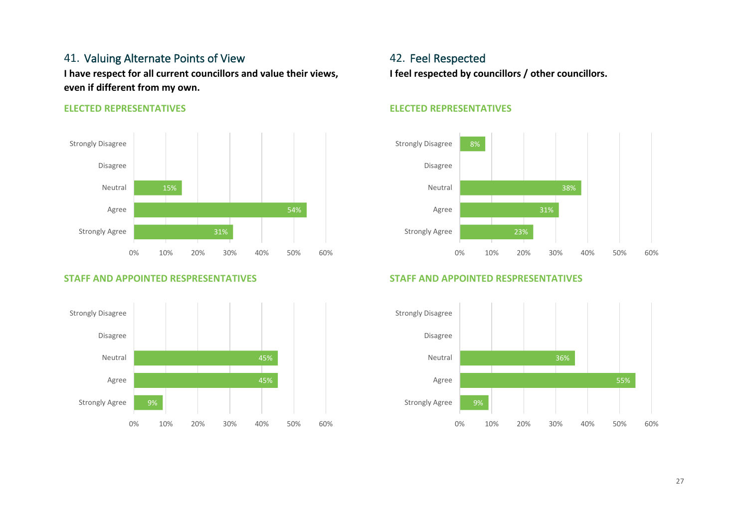## 41. Valuing Alternate Points of View

**I have respect for all current councillors and value their views, even if different from my own.**

### ELECTED REPRESENTATIVES

| Response | Percentage |
|---|---|
| Strongly Disagree | |
| Disagree | |
| Neutral | 15% |
| Agree | 54% |
| Strongly Agree | 31% |

### STAFF AND APPOINTED RESPRESENTATIVES

| Response | Percentage |
|---|---|
| Strongly Disagree | |
| Disagree | |
| Neutral | 45% |
| Agree | 45% |
| Strongly Agree | 9% |

## 42. Feel Respected

**I feel respected by councillors / other councillors.**

### ELECTED REPRESENTATIVES

| Response | Percentage |
|---|---|
| Strongly Disagree | 8% |
| Disagree | |
| Neutral | 38% |
| Agree | 31% |
| Strongly Agree | 23% |

### STAFF AND APPOINTED RESPRESENTATIVES

| Response | Percentage |
|---|---|
| Strongly Disagree | |
| Disagree | |
| Neutral | 36% |
| Agree | 55% |
| Strongly Agree | 9% |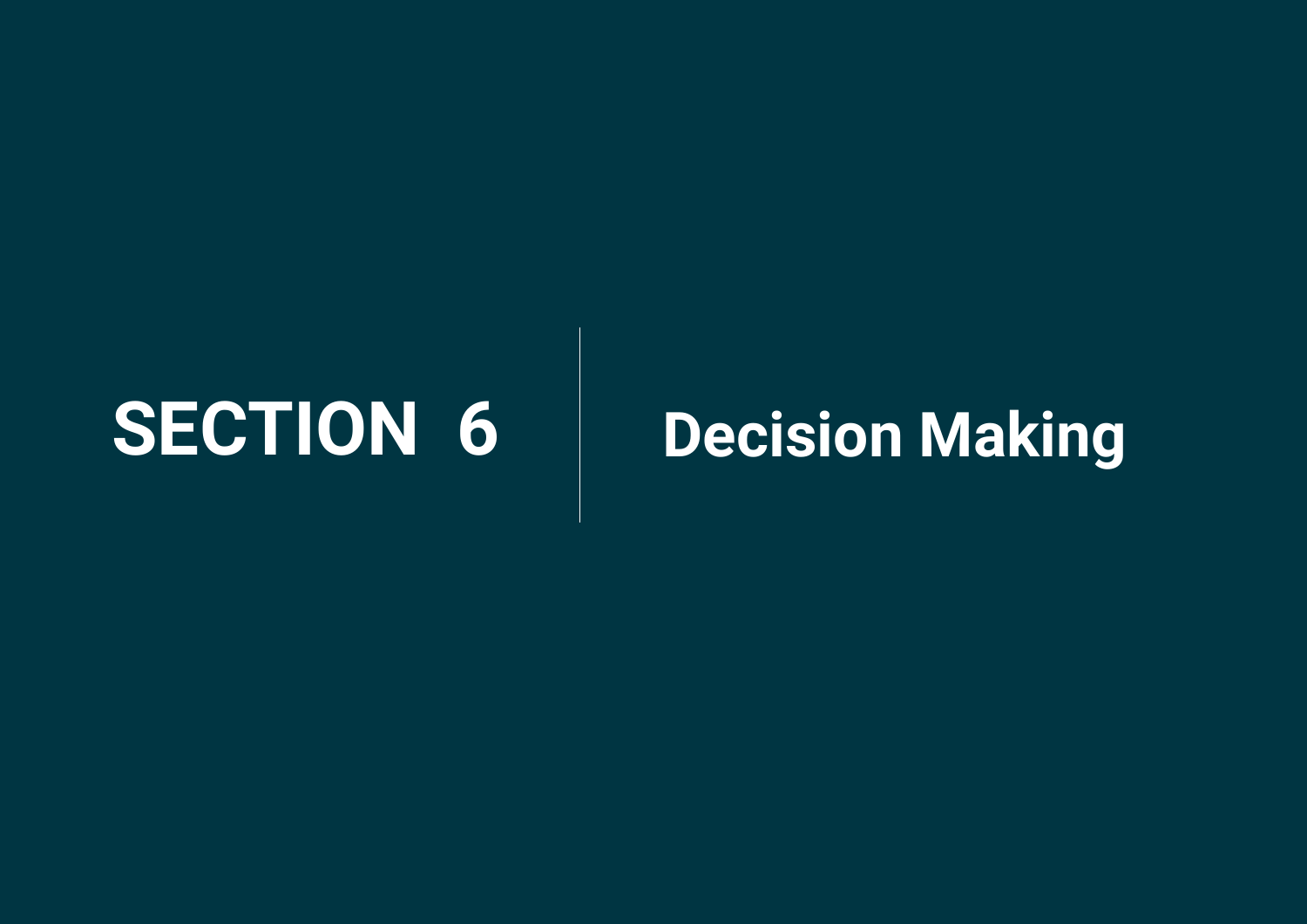# SECTION 6 | Decision Making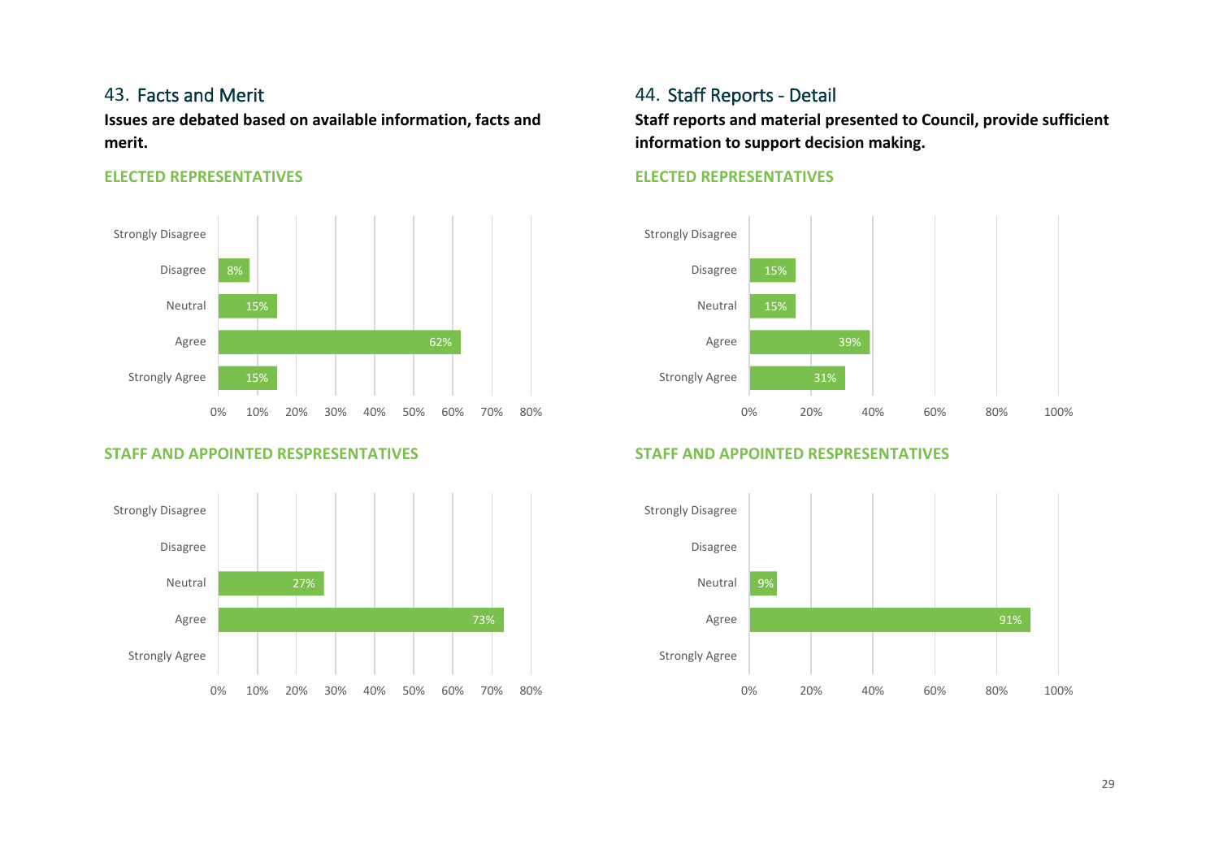## 43. Facts and Merit

**Issues are debated based on available information, facts and merit.**

### ELECTED REPRESENTATIVES

| Response | Percentage |
| --- | --- |
| Strongly Disagree | |
| Disagree | 8% |
| Neutral | 15% |
| Agree | 62% |
| Strongly Agree | 15% |

### STAFF AND APPOINTED RESPRESENTATIVES

| Response | Percentage |
| --- | --- |
| Strongly Disagree | |
| Disagree | |
| Neutral | 27% |
| Agree | 73% |
| Strongly Agree | |

## 44. Staff Reports - Detail

**Staff reports and material presented to Council, provide sufficient information to support decision making.**

### ELECTED REPRESENTATIVES

| Response | Percentage |
| --- | --- |
| Strongly Disagree | |
| Disagree | 15% |
| Neutral | 15% |
| Agree | 39% |
| Strongly Agree | 31% |

### STAFF AND APPOINTED RESPRESENTATIVES

| Response | Percentage |
| --- | --- |
| Strongly Disagree | |
| Disagree | |
| Neutral | 9% |
| Agree | 91% |
| Strongly Agree | |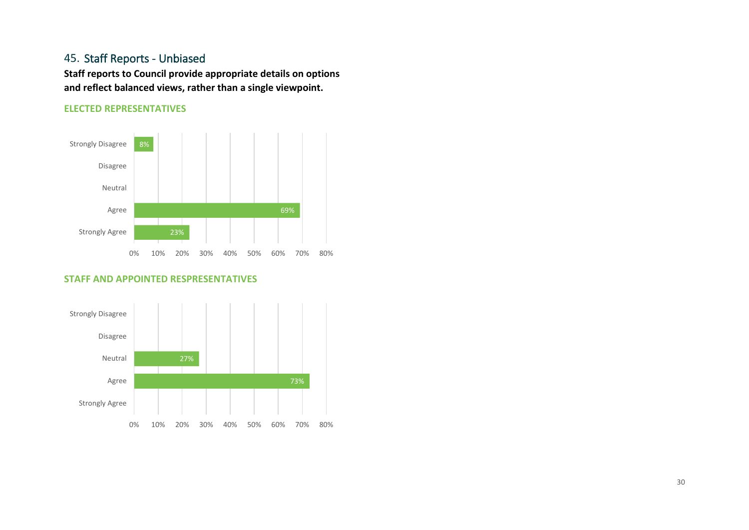## 45. Staff Reports - Unbiased

**Staff reports to Council provide appropriate details on options and reflect balanced views, rather than a single viewpoint.**

**ELECTED REPRESENTATIVES**

| Response | Percentage |
| --- | --- |
| Strongly Disagree | 8% |
| Disagree | |
| Neutral | |
| Agree | 69% |
| Strongly Agree | 23% |

**STAFF AND APPOINTED RESPSRESENTATIVES**

| Response | Percentage |
| --- | --- |
| Strongly Disagree | |
| Disagree | |
| Neutral | 27% |
| Agree | 73% |
| Strongly Agree | |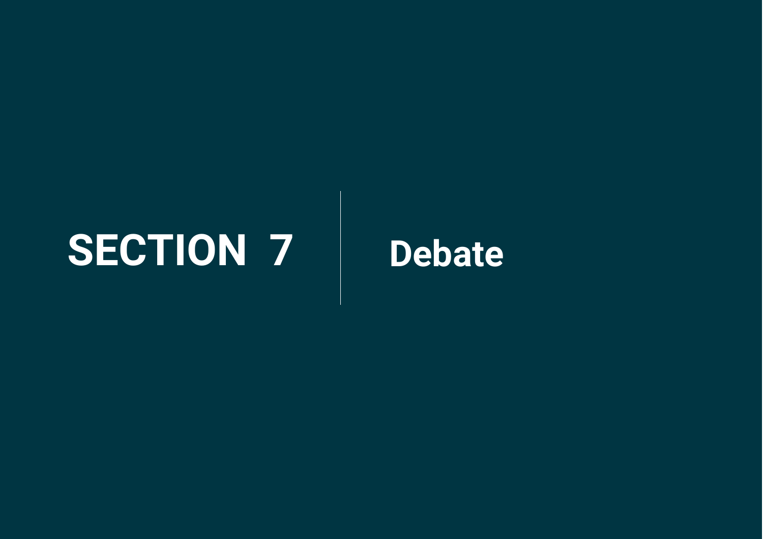# SECTION 7 | Debate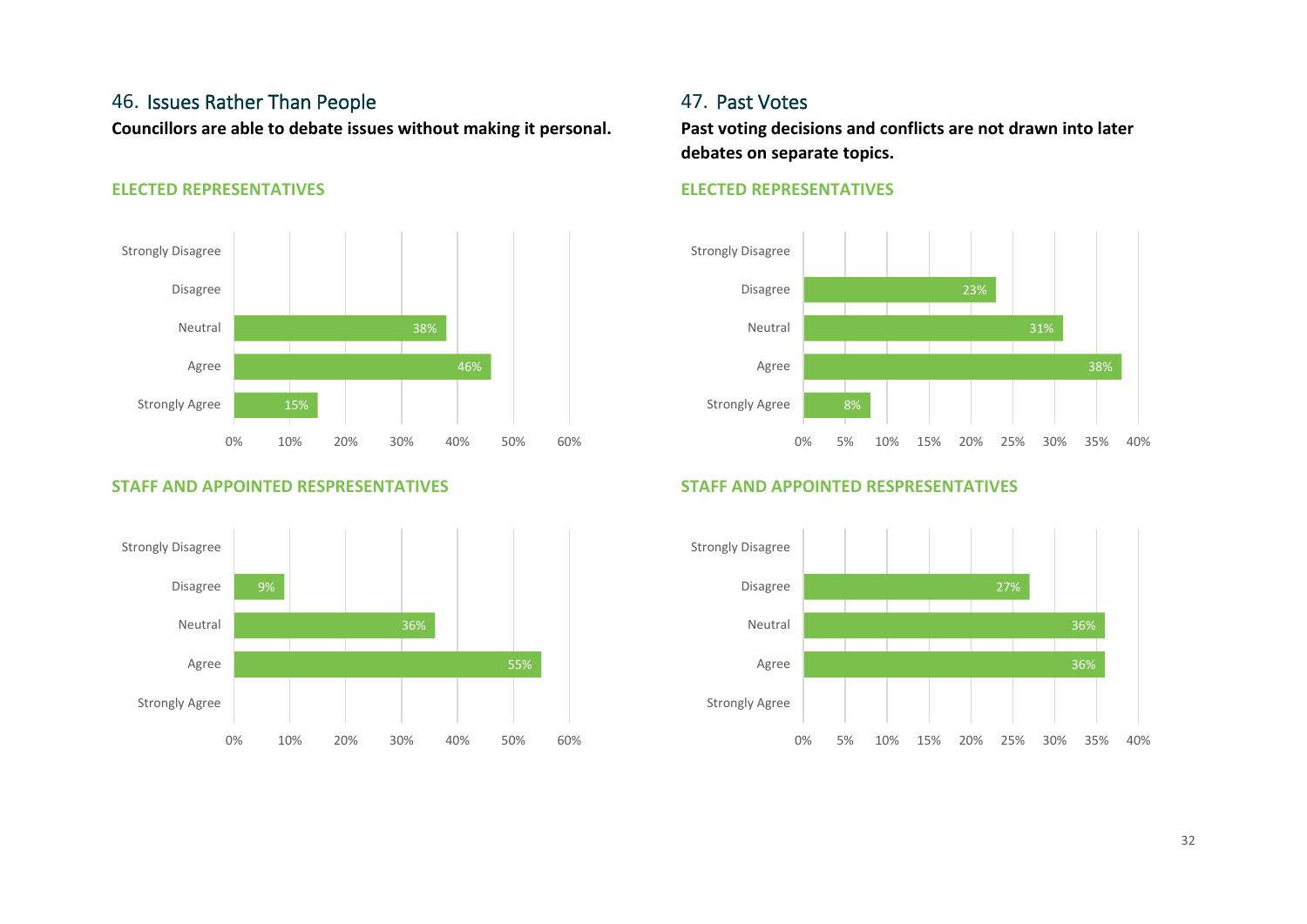## 46. Issues Rather Than People

**Councillors are able to debate issues without making it personal.**

### ELECTED REPRESENTATIVES

| Response | Percentage |
| --- | --- |
| Strongly Disagree | |
| Disagree | |
| Neutral | 38% |
| Agree | 46% |
| Strongly Agree | 15% |

### STAFF AND APPOINTED RESPSRESENTATIVES

| Response | Percentage |
| --- | --- |
| Strongly Disagree | |
| Disagree | 9% |
| Neutral | 36% |
| Agree | 55% |
| Strongly Agree | |

## 47. Past Votes

**Past voting decisions and conflicts are not drawn into later debates on separate topics.**

### ELECTED REPRESENTATIVES

| Response | Percentage |
| --- | --- |
| Strongly Disagree | |
| Disagree | 23% |
| Neutral | 31% |
| Agree | 38% |
| Strongly Agree | 8% |

### STAFF AND APPOINTED RESPSRESENTATIVES

| Response | Percentage |
| --- | --- |
| Strongly Disagree | |
| Disagree | 27% |
| Neutral | 36% |
| Agree | 36% |
| Strongly Agree | |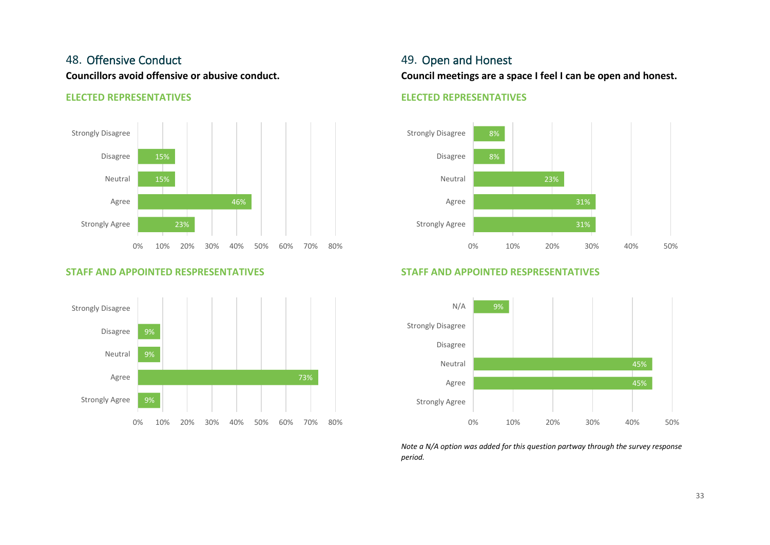## 48. Offensive Conduct

**Councillors avoid offensive or abusive conduct.**

**ELECTED REPRESENTATIVES**

| Response | Percentage |
|---|---|
| Strongly Disagree | |
| Disagree | 15% |
| Neutral | 15% |
| Agree | 46% |
| Strongly Agree | 23% |

**STAFF AND APPOINTED RESSPRESENTATIVES**

| Response | Percentage |
|---|---|
| Strongly Disagree | |
| Disagree | 9% |
| Neutral | 9% |
| Agree | 73% |
| Strongly Agree | 9% |

## 49. Open and Honest

**Council meetings are a space I feel I can be open and honest.**

**ELECTED REPRESENTATIVES**

| Response | Percentage |
|---|---|
| Strongly Disagree | 8% |
| Disagree | 8% |
| Neutral | 23% |
| Agree | 31% |
| Strongly Agree | 31% |

**STAFF AND APPOINTED RESSPRESENTATIVES**

| Response | Percentage |
|---|---|
| N/A | 9% |
| Strongly Disagree | |
| Disagree | |
| Neutral | 45% |
| Agree | 45% |
| Strongly Agree | |

*Note a N/A option was added for this question partway through the survey response period.*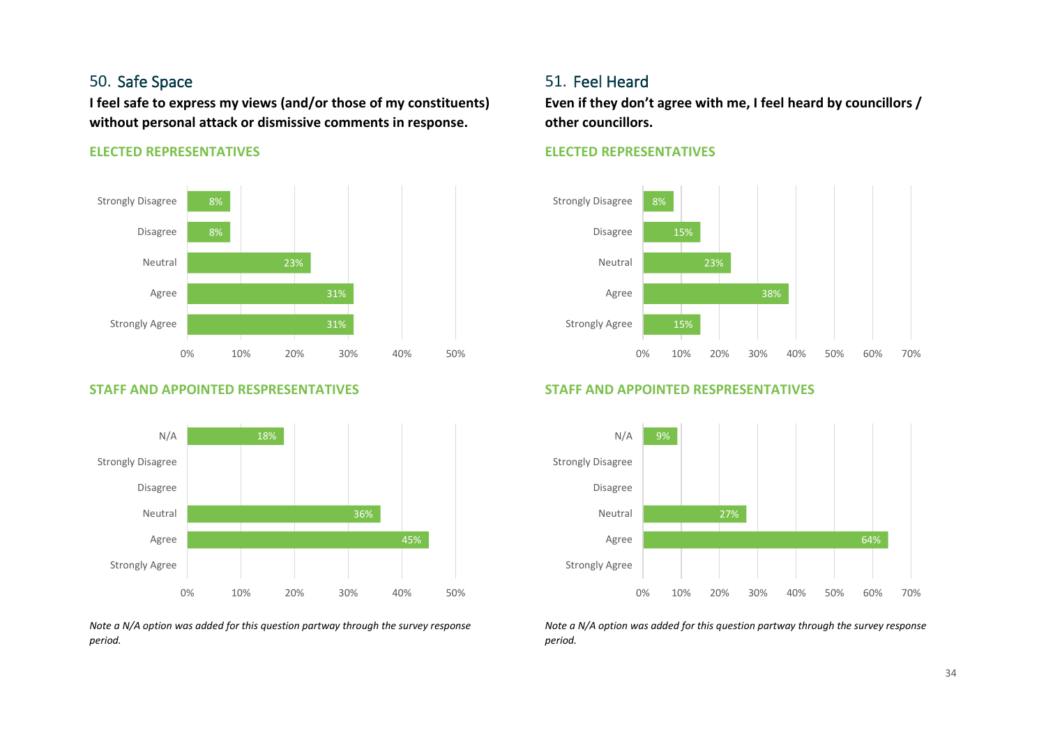## 50. Safe Space

**I feel safe to express my views (and/or those of my constituents) without personal attack or dismissive comments in response.**

**ELECTED REPRESENTATIVES**

| Response | % |
|---|---|
| Strongly Disagree | 8% |
| Disagree | 8% |
| Neutral | 23% |
| Agree | 31% |
| Strongly Agree | 31% |

**STAFF AND APPOINTED RESPRESENTATIVES**

| Response | % |
|---|---|
| N/A | 18% |
| Strongly Disagree | |
| Disagree | |
| Neutral | 36% |
| Agree | 45% |
| Strongly Agree | |

*Note a N/A option was added for this question partway through the survey response period.*

## 51. Feel Heard

**Even if they don't agree with me, I feel heard by councillors / other councillors.**

**ELECTED REPRESENTATIVES**

| Response | % |
|---|---|
| Strongly Disagree | 8% |
| Disagree | 15% |
| Neutral | 23% |
| Agree | 38% |
| Strongly Agree | 15% |

**STAFF AND APPOINTED RESPRESENTATIVES**

| Response | % |
|---|---|
| N/A | 9% |
| Strongly Disagree | |
| Disagree | |
| Neutral | 27% |
| Agree | 64% |
| Strongly Agree | |

*Note a N/A option was added for this question partway through the survey response period.*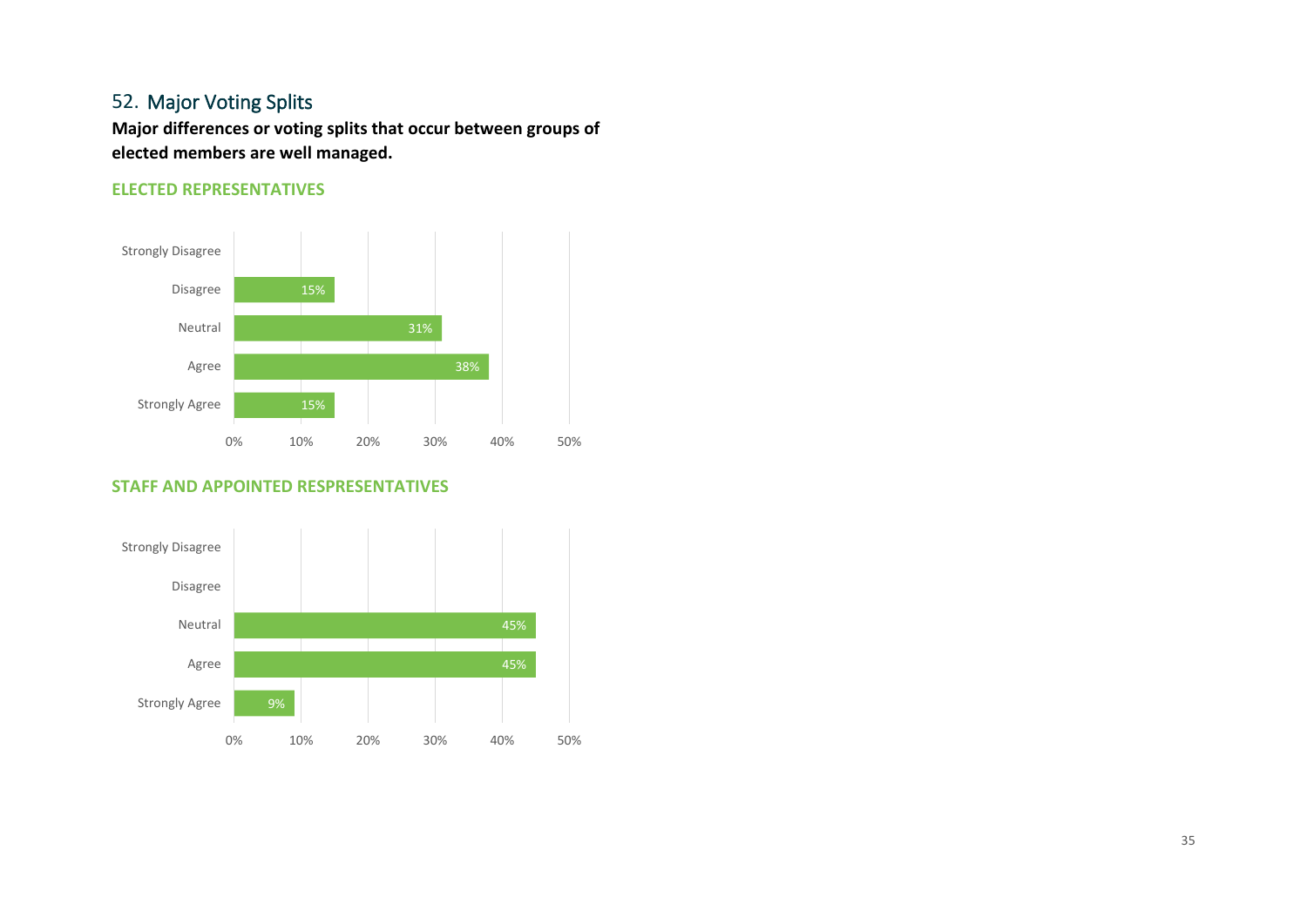## 52. Major Voting Splits

**Major differences or voting splits that occur between groups of elected members are well managed.**

**ELECTED REPRESENTATIVES**

| Response | Percentage |
|---|---|
| Strongly Disagree | |
| Disagree | 15% |
| Neutral | 31% |
| Agree | 38% |
| Strongly Agree | 15% |

**STAFF AND APPOINTED RESPSRESENTATIVES**

| Response | Percentage |
|---|---|
| Strongly Disagree | |
| Disagree | |
| Neutral | 45% |
| Agree | 45% |
| Strongly Agree | 9% |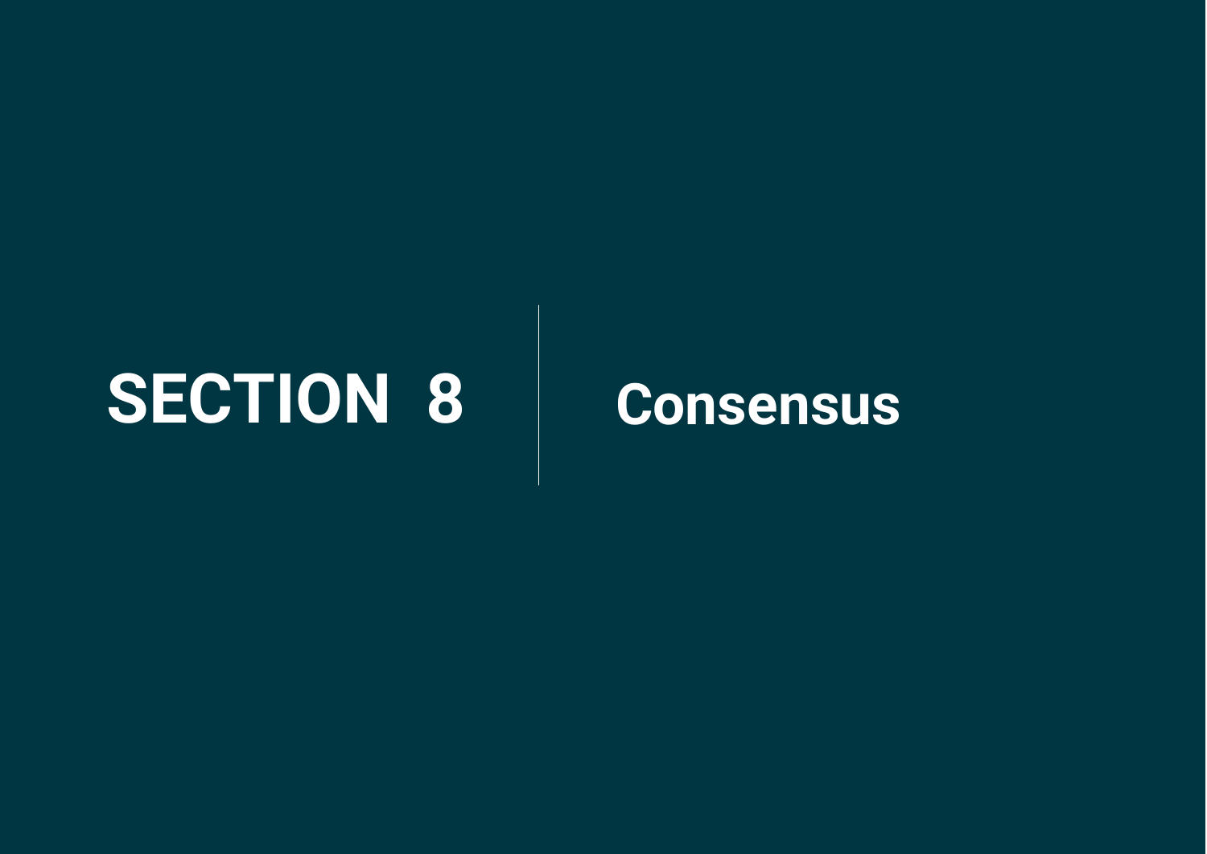# SECTION 8 | Consensus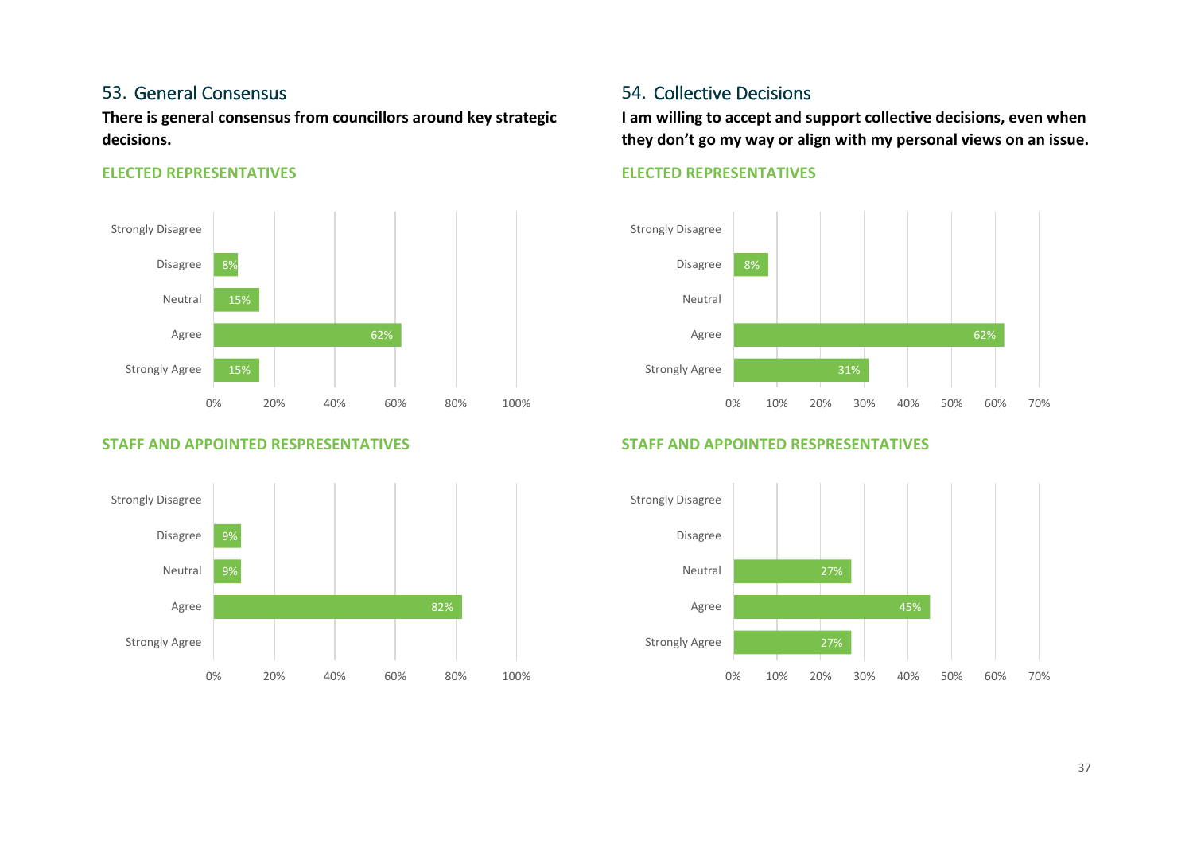## 53. General Consensus

**There is general consensus from councillors around key strategic decisions.**

### ELECTED REPRESENTATIVES

| Response | % |
|---|---|
| Strongly Disagree | |
| Disagree | 8% |
| Neutral | 15% |
| Agree | 62% |
| Strongly Agree | 15% |

### STAFF AND APPOINTED RESPRESENTATIVES

| Response | % |
|---|---|
| Strongly Disagree | |
| Disagree | 9% |
| Neutral | 9% |
| Agree | 82% |
| Strongly Agree | |

## 54. Collective Decisions

**I am willing to accept and support collective decisions, even when they don't go my way or align with my personal views on an issue.**

### ELECTED REPRESENTATIVES

| Response | % |
|---|---|
| Strongly Disagree | |
| Disagree | 8% |
| Neutral | |
| Agree | 62% |
| Strongly Agree | 31% |

### STAFF AND APPOINTED RESPRESENTATIVES

| Response | % |
|---|---|
| Strongly Disagree | |
| Disagree | |
| Neutral | 27% |
| Agree | 45% |
| Strongly Agree | 27% |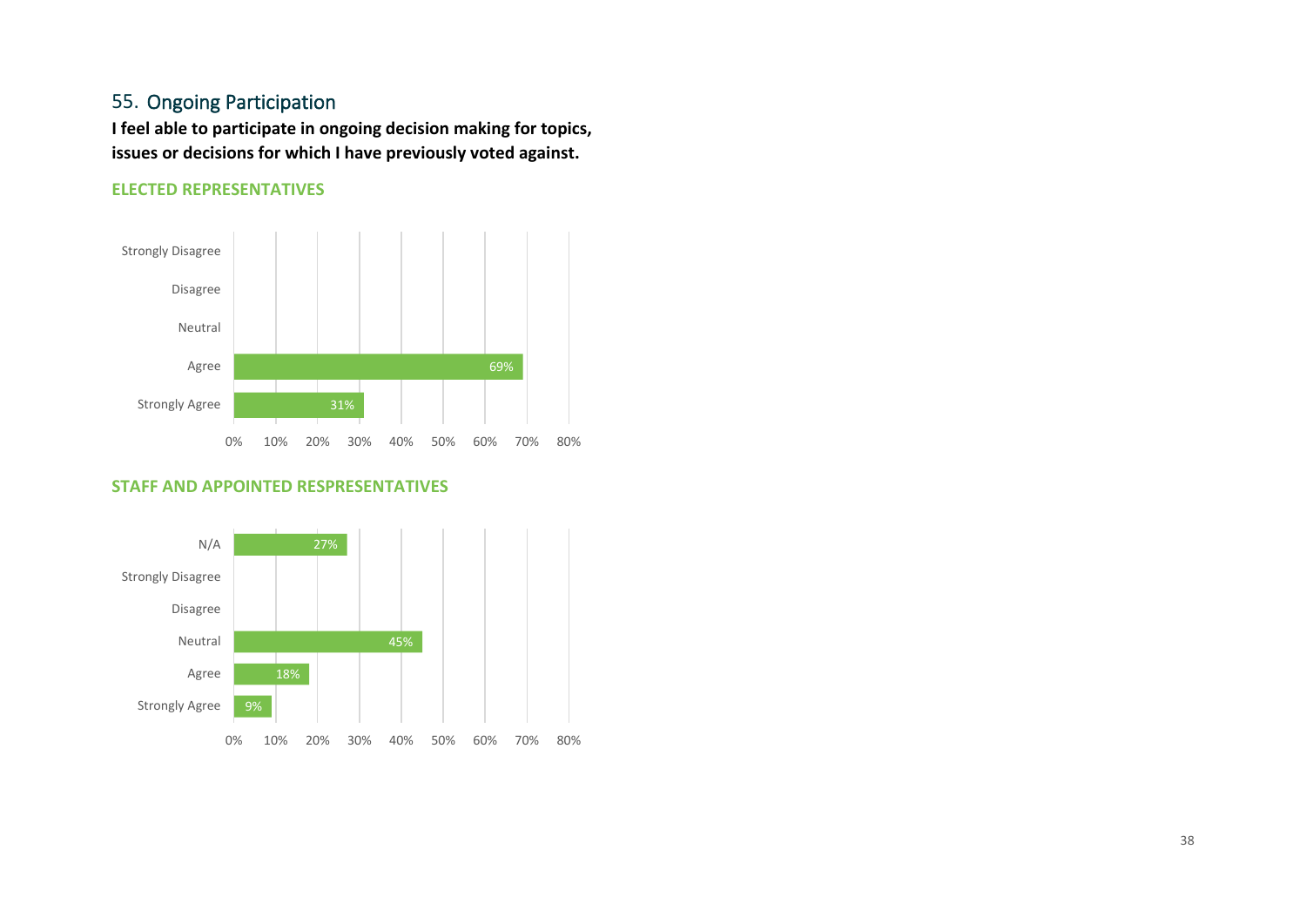## 55. Ongoing Participation

**I feel able to participate in ongoing decision making for topics, issues or decisions for which I have previously voted against.**

### ELECTED REPRESENTATIVES

| Response | Percentage |
| --- | --- |
| Strongly Disagree | |
| Disagree | |
| Neutral | |
| Agree | 69% |
| Strongly Agree | 31% |

### STAFF AND APPOINTED RESPRESENTATIVES

| Response | Percentage |
| --- | --- |
| N/A | 27% |
| Strongly Disagree | |
| Disagree | |
| Neutral | 45% |
| Agree | 18% |
| Strongly Agree | 9% |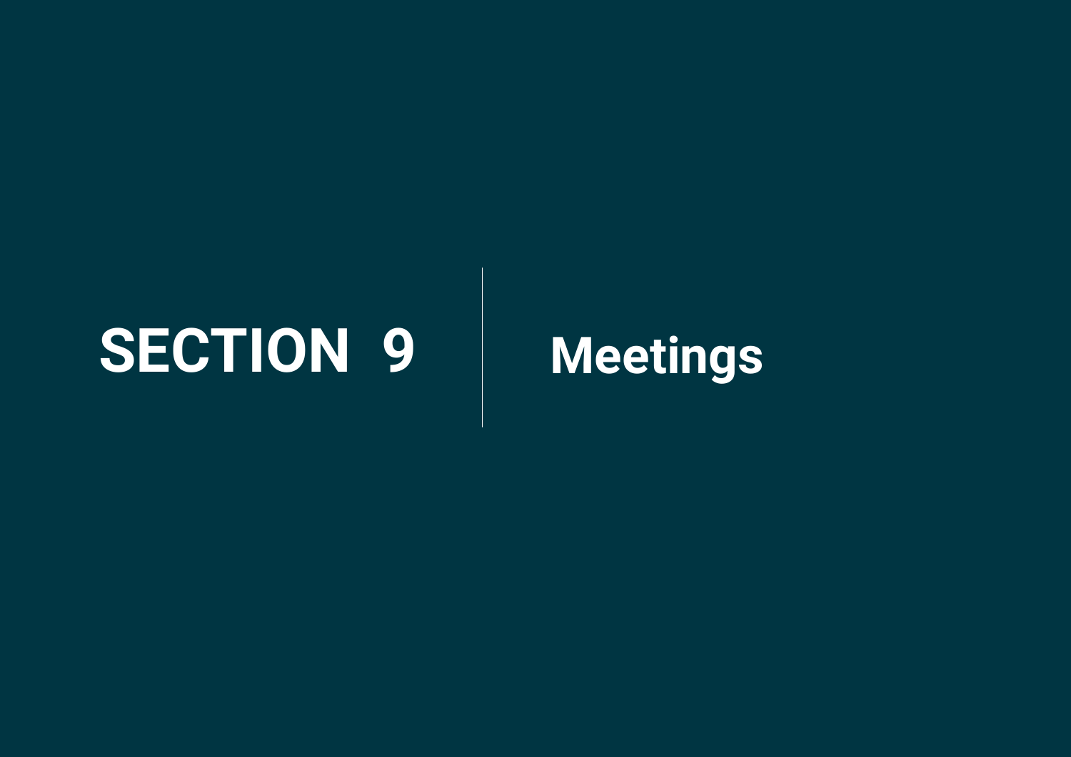# SECTION 9 | Meetings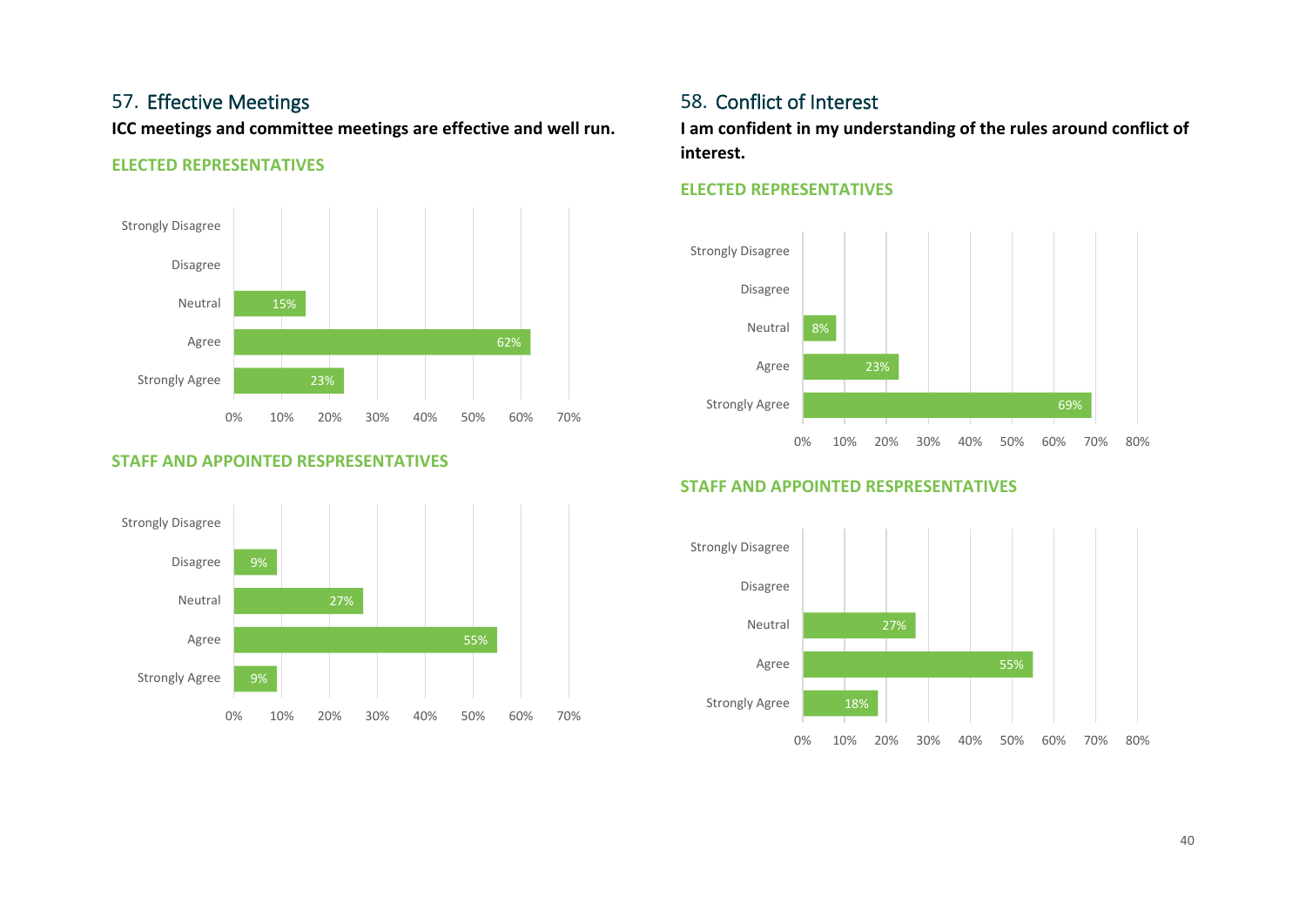## 57. Effective Meetings

**ICC meetings and committee meetings are effective and well run.**

**ELECTED REPRESENTATIVES**

| Response | Percentage |
|---|---|
| Strongly Disagree | |
| Disagree | |
| Neutral | 15% |
| Agree | 62% |
| Strongly Agree | 23% |

**STAFF AND APPOINTED RESPRESENTATIVES**

| Response | Percentage |
|---|---|
| Strongly Disagree | |
| Disagree | 9% |
| Neutral | 27% |
| Agree | 55% |
| Strongly Agree | 9% |

## 58. Conflict of Interest

**I am confident in my understanding of the rules around conflict of interest.**

**ELECTED REPRESENTATIVES**

| Response | Percentage |
|---|---|
| Strongly Disagree | |
| Disagree | |
| Neutral | 8% |
| Agree | 23% |
| Strongly Agree | 69% |

**STAFF AND APPOINTED RESPRESENTATIVES**

| Response | Percentage |
|---|---|
| Strongly Disagree | |
| Disagree | |
| Neutral | 27% |
| Agree | 55% |
| Strongly Agree | 18% |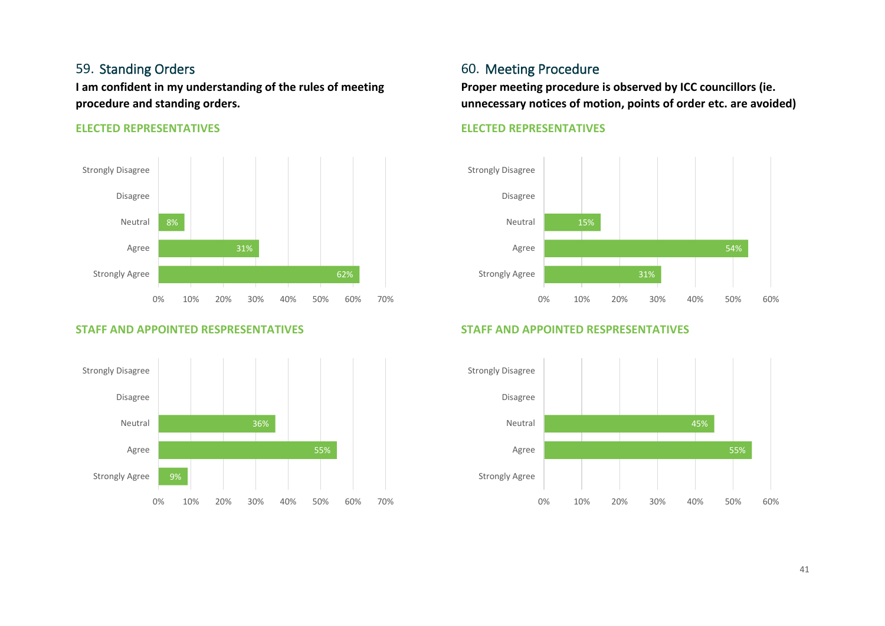## 59. Standing Orders

**I am confident in my understanding of the rules of meeting procedure and standing orders.**

**ELECTED REPRESENTATIVES**

| Response | Percentage |
| --- | --- |
| Strongly Disagree | |
| Disagree | |
| Neutral | 8% |
| Agree | 31% |
| Strongly Agree | 62% |

**STAFF AND APPOINTED RESPRESENTATIVES**

| Response | Percentage |
| --- | --- |
| Strongly Disagree | |
| Disagree | |
| Neutral | 36% |
| Agree | 55% |
| Strongly Agree | 9% |

## 60. Meeting Procedure

**Proper meeting procedure is observed by ICC councillors (ie. unnecessary notices of motion, points of order etc. are avoided)**

**ELECTED REPRESENTATIVES**

| Response | Percentage |
| --- | --- |
| Strongly Disagree | |
| Disagree | |
| Neutral | 15% |
| Agree | 54% |
| Strongly Agree | 31% |

**STAFF AND APPOINTED RESPRESENTATIVES**

| Response | Percentage |
| --- | --- |
| Strongly Disagree | |
| Disagree | |
| Neutral | 45% |
| Agree | 55% |
| Strongly Agree | |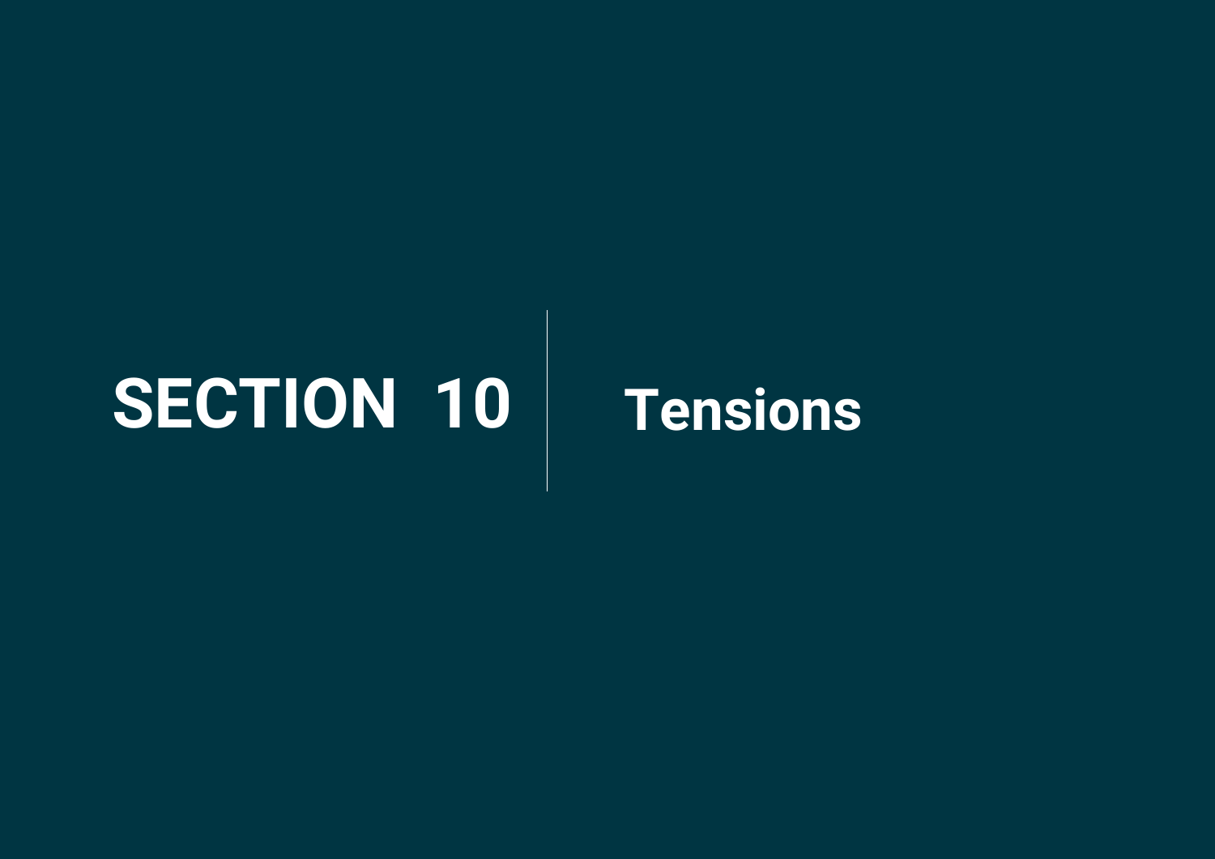# SECTION 10 Tensions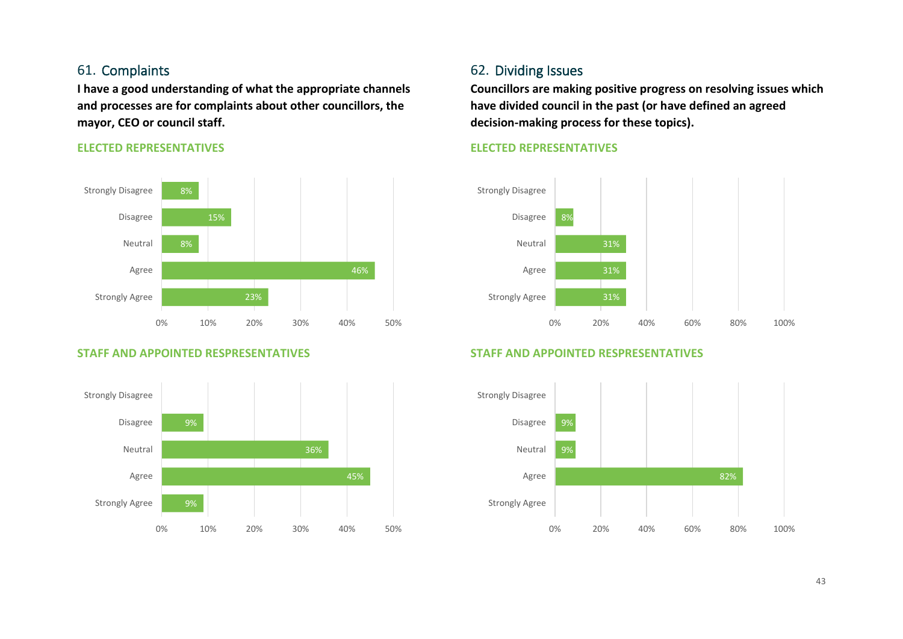## 61. Complaints

**I have a good understanding of what the appropriate channels and processes are for complaints about other councillors, the mayor, CEO or council staff.**

### ELECTED REPRESENTATIVES

| Response | % |
|---|---|
| Strongly Disagree | 8% |
| Disagree | 15% |
| Neutral | 8% |
| Agree | 46% |
| Strongly Agree | 23% |

### STAFF AND APPOINTED RESPRESENTATIVES

| Response | % |
|---|---|
| Strongly Disagree | |
| Disagree | 9% |
| Neutral | 36% |
| Agree | 45% |
| Strongly Agree | 9% |

## 62. Dividing Issues

**Councillors are making positive progress on resolving issues which have divided council in the past (or have defined an agreed decision-making process for these topics).**

### ELECTED REPRESENTATIVES

| Response | % |
|---|---|
| Strongly Disagree | |
| Disagree | 8% |
| Neutral | 31% |
| Agree | 31% |
| Strongly Agree | 31% |

### STAFF AND APPOINTED RESPRESENTATIVES

| Response | % |
|---|---|
| Strongly Disagree | |
| Disagree | 9% |
| Neutral | 9% |
| Agree | 82% |
| Strongly Agree | |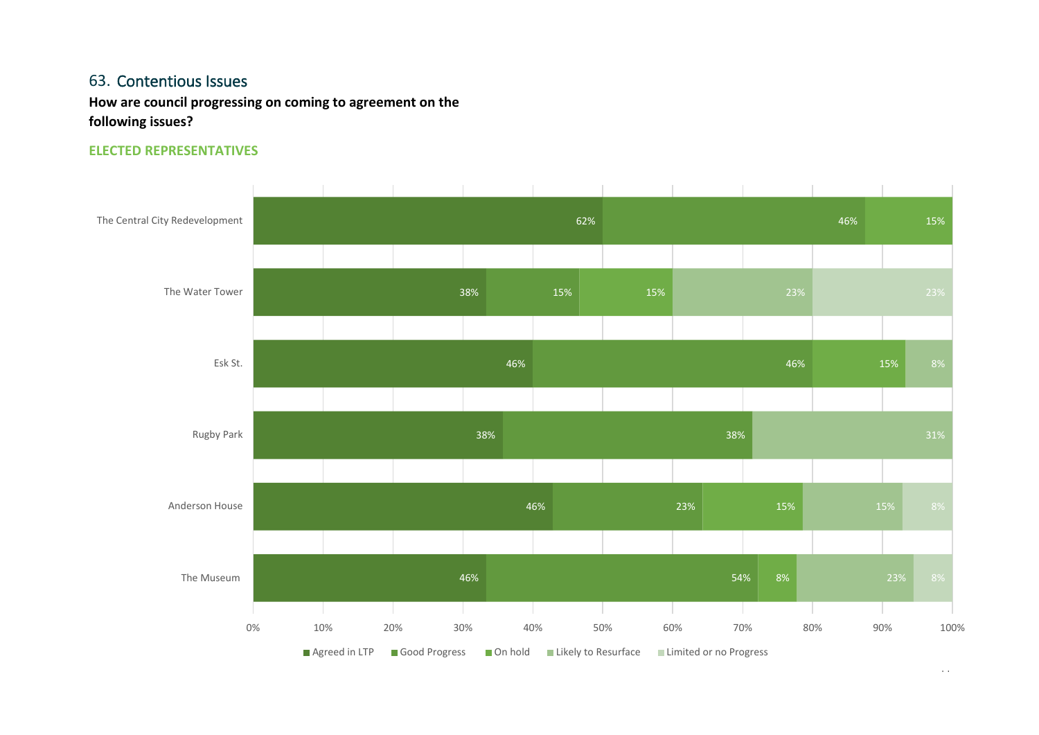## 63. Contentious Issues

**How are council progressing on coming to agreement on the following issues?**

**ELECTED REPRESENTATIVES**

| Issue | Agreed in LTP | Good Progress | On hold | Likely to Resurface | Limited or no Progress |
|---|---|---|---|---|---|
| The Central City Redevelopment | 62% | 46% | 15% | | |
| The Water Tower | 38% | 15% | 15% | 23% | 23% |
| Esk St. | 46% | 46% | 15% | 8% | |
| Rugby Park | 38% | 38% | | 31% | |
| Anderson House | 46% | 23% | 15% | 15% | 8% |
| The Museum | 46% | 54% | 8% | 23% | 8% |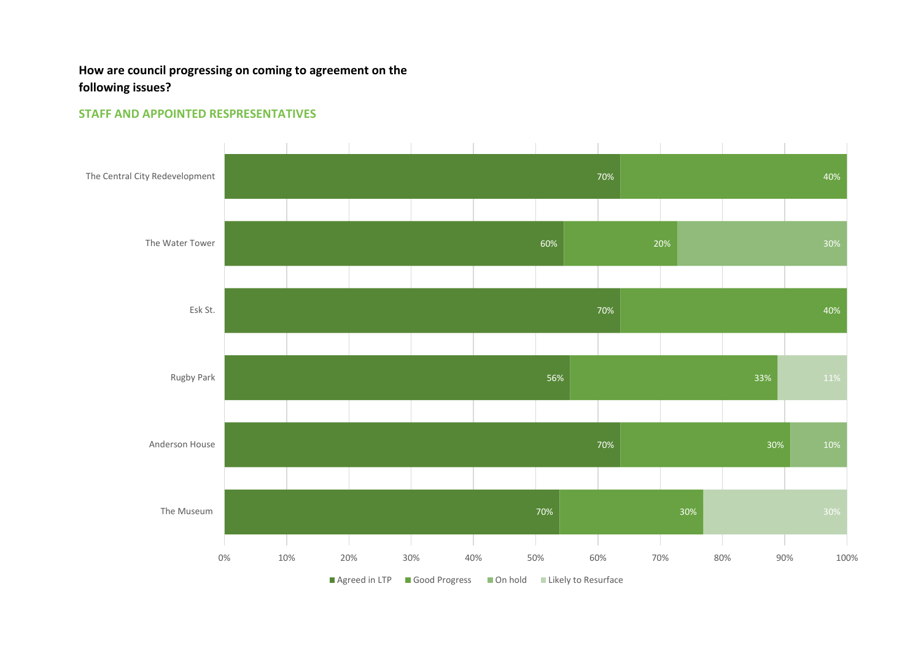**How are council progressing on coming to agreement on the following issues?**

**STAFF AND APPOINTED RESPRESENTATIVES**

| Issue | Agreed in LTP | Good Progress | On hold | Likely to Resurface |
| --- | --- | --- | --- | --- |
| The Central City Redevelopment | 70% | 40% | | |
| The Water Tower | 60% | 20% | 30% | |
| Esk St. | 70% | 40% | | |
| Rugby Park | 56% | 33% | | 11% |
| Anderson House | 70% | 30% | 10% | |
| The Museum | 70% | 30% | | 30% |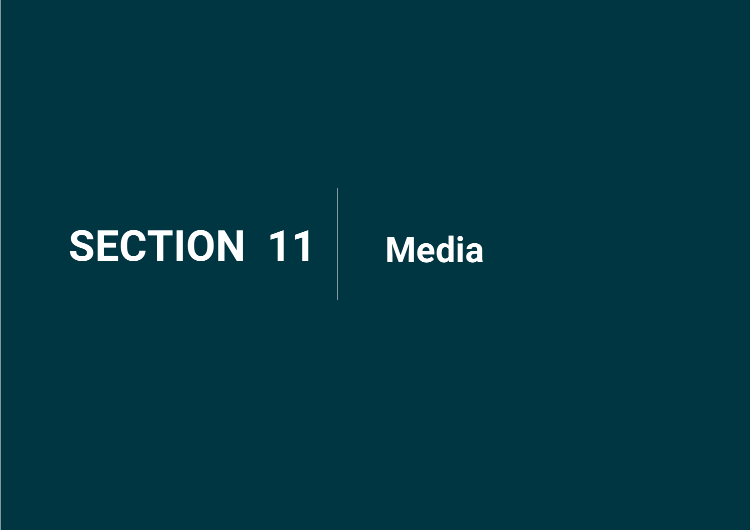# SECTION 11 | Media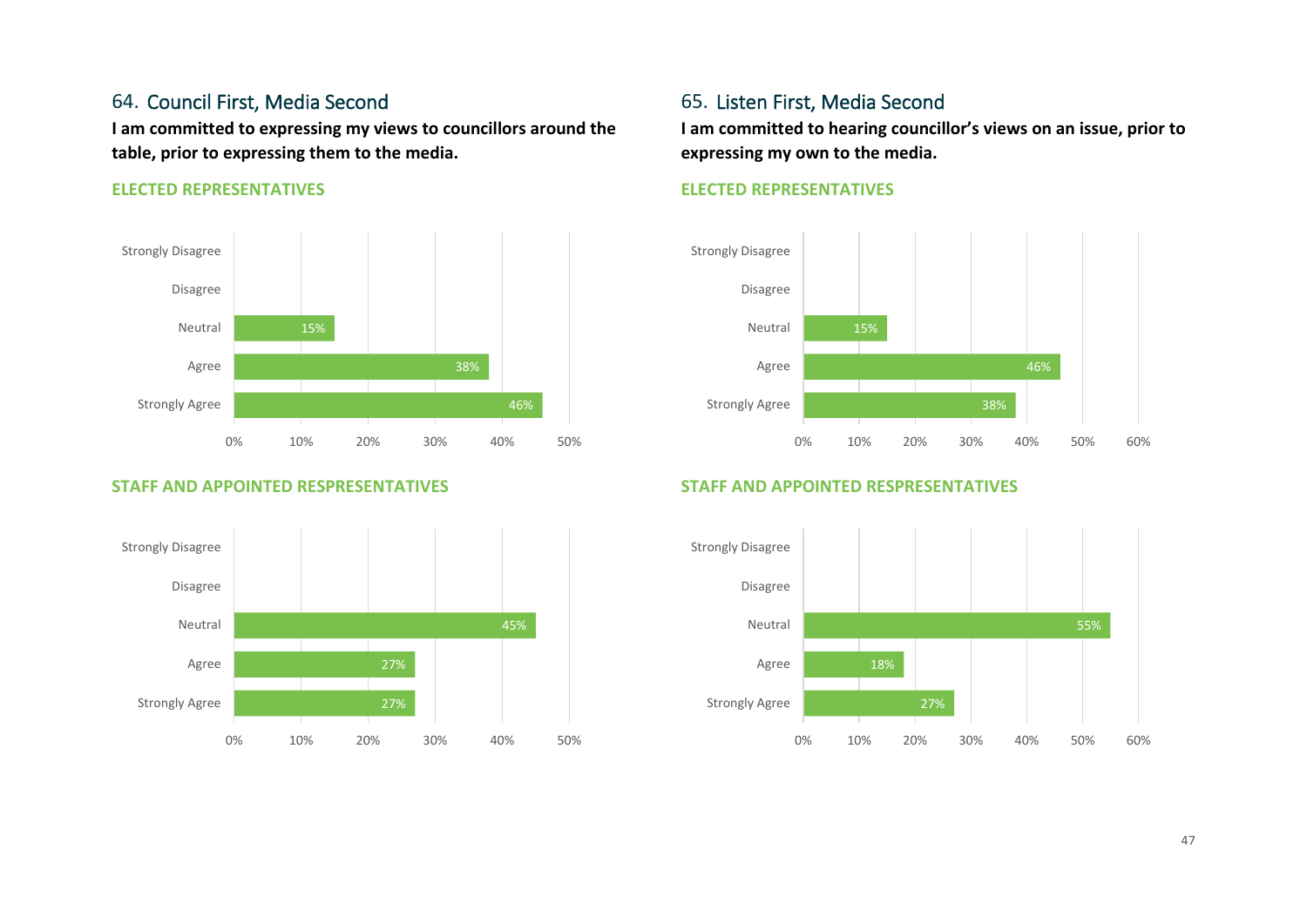## 64. Council First, Media Second

**I am committed to expressing my views to councillors around the table, prior to expressing them to the media.**

**ELECTED REPRESENTATIVES**

| Response | Percentage |
|---|---|
| Strongly Disagree | |
| Disagree | |
| Neutral | 15% |
| Agree | 38% |
| Strongly Agree | 46% |

**STAFF AND APPOINTED RESPRESENTATIVES**

| Response | Percentage |
|---|---|
| Strongly Disagree | |
| Disagree | |
| Neutral | 45% |
| Agree | 27% |
| Strongly Agree | 27% |

## 65. Listen First, Media Second

**I am committed to hearing councillor's views on an issue, prior to expressing my own to the media.**

**ELECTED REPRESENTATIVES**

| Response | Percentage |
|---|---|
| Strongly Disagree | |
| Disagree | |
| Neutral | 15% |
| Agree | 46% |
| Strongly Agree | 38% |

**STAFF AND APPOINTED RESPRESENTATIVES**

| Response | Percentage |
|---|---|
| Strongly Disagree | |
| Disagree | |
| Neutral | 55% |
| Agree | 18% |
| Strongly Agree | 27% |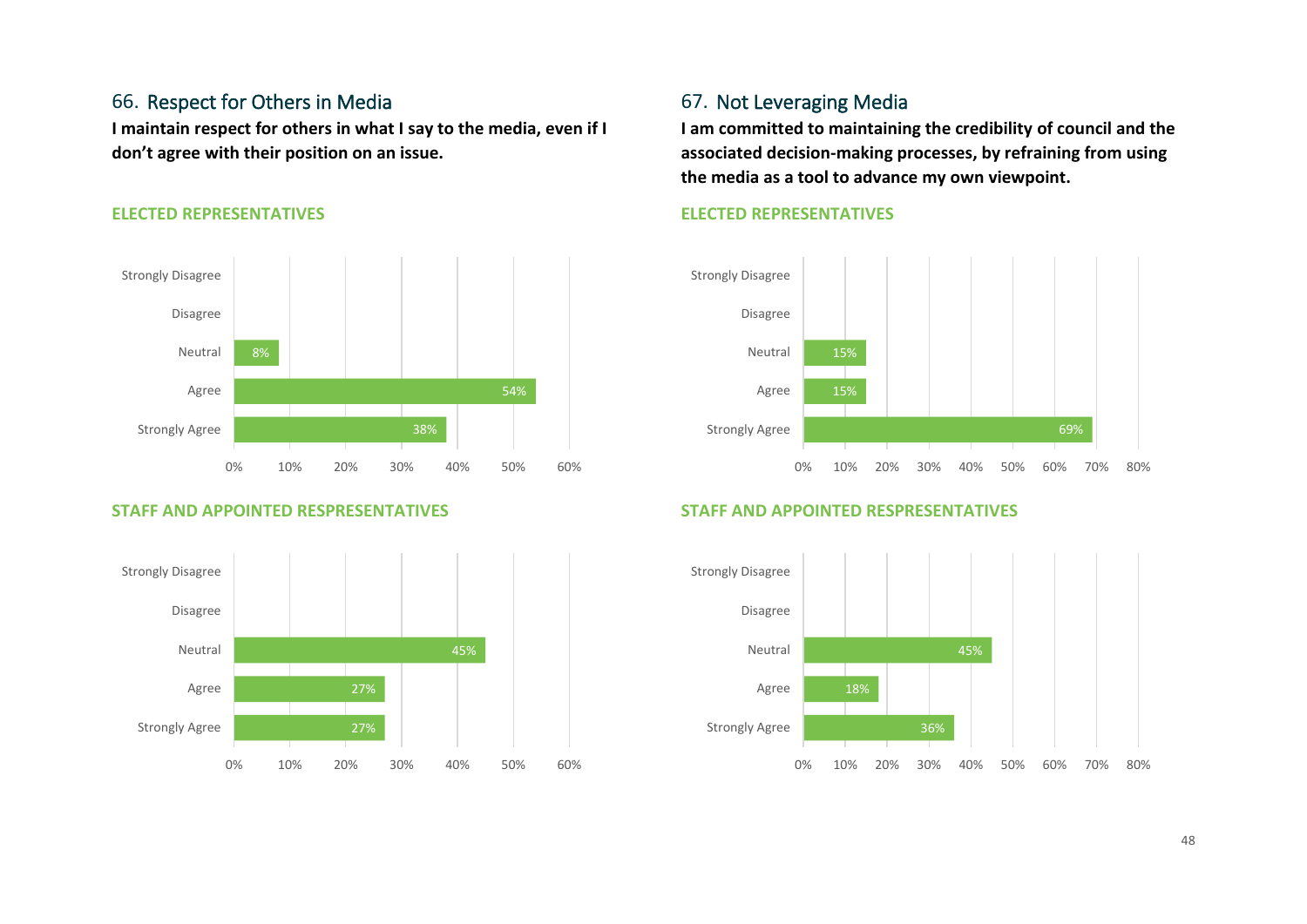## 66. Respect for Others in Media

**I maintain respect for others in what I say to the media, even if I don't agree with their position on an issue.**

### ELECTED REPRESENTATIVES

| Response | Percentage |
| --- | --- |
| Strongly Disagree | |
| Disagree | |
| Neutral | 8% |
| Agree | 54% |
| Strongly Agree | 38% |

### STAFF AND APPOINTED RESPRESENTATIVES

| Response | Percentage |
| --- | --- |
| Strongly Disagree | |
| Disagree | |
| Neutral | 45% |
| Agree | 27% |
| Strongly Agree | 27% |

## 67. Not Leveraging Media

**I am committed to maintaining the credibility of council and the associated decision-making processes, by refraining from using the media as a tool to advance my own viewpoint.**

### ELECTED REPRESENTATIVES

| Response | Percentage |
| --- | --- |
| Strongly Disagree | |
| Disagree | |
| Neutral | 15% |
| Agree | 15% |
| Strongly Agree | 69% |

### STAFF AND APPOINTED RESPRESENTATIVES

| Response | Percentage |
| --- | --- |
| Strongly Disagree | |
| Disagree | |
| Neutral | 45% |
| Agree | 18% |
| Strongly Agree | 36% |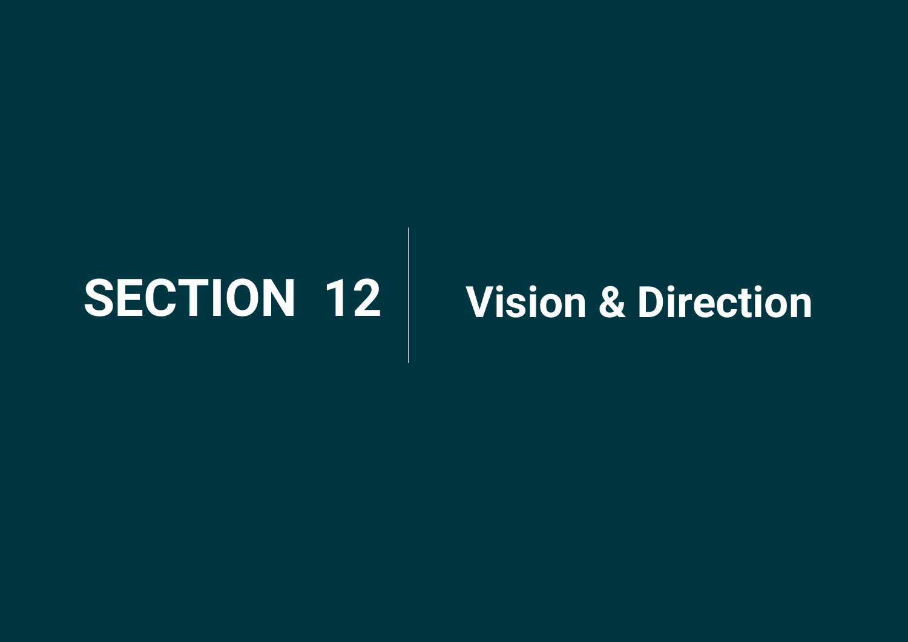# SECTION 12 | Vision & Direction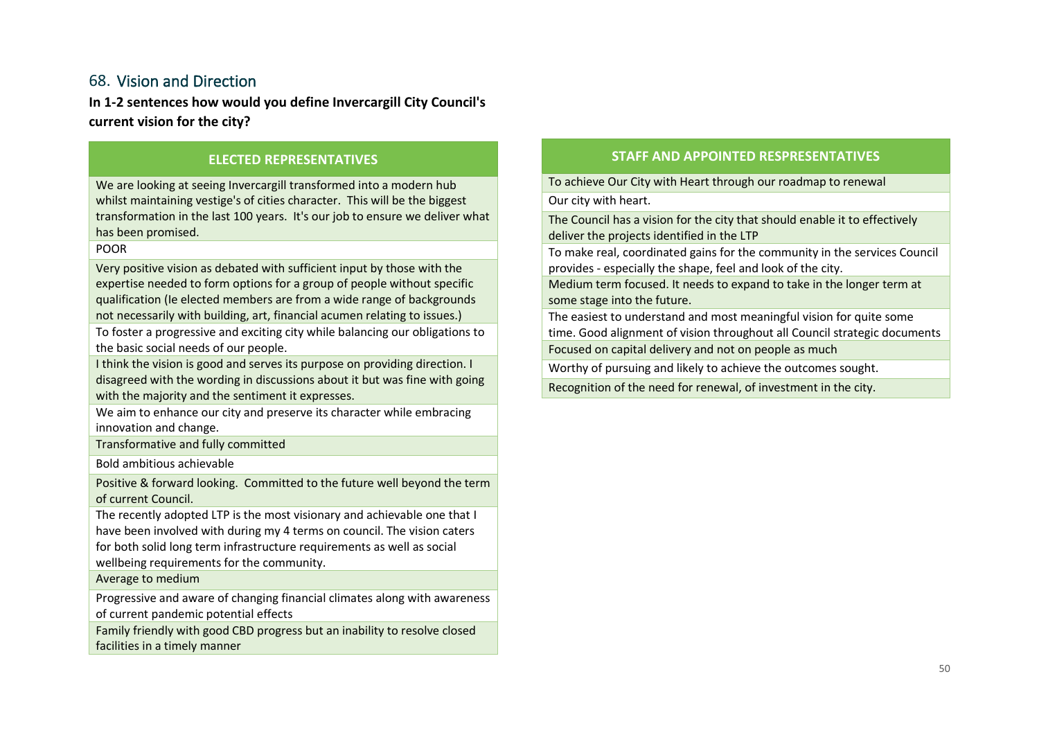## 68. Vision and Direction

**In 1-2 sentences how would you define Invercargill City Council's current vision for the city?**

| ELECTED REPRESENTATIVES |
|---|
| We are looking at seeing Invercargill transformed into a modern hub whilst maintaining vestige's of cities character. This will be the biggest transformation in the last 100 years. It's our job to ensure we deliver what has been promised. |
| POOR |
| Very positive vision as debated with sufficient input by those with the expertise needed to form options for a group of people without specific qualification (Ie elected members are from a wide range of backgrounds not necessarily with building, art, financial acumen relating to issues.) |
| To foster a progressive and exciting city while balancing our obligations to the basic social needs of our people. |
| I think the vision is good and serves its purpose on providing direction. I disagreed with the wording in discussions about it but was fine with going with the majority and the sentiment it expresses. |
| We aim to enhance our city and preserve its character while embracing innovation and change. |
| Transformative and fully committed |
| Bold ambitious achievable |
| Positive & forward looking. Committed to the future well beyond the term of current Council. |
| The recently adopted LTP is the most visionary and achievable one that I have been involved with during my 4 terms on council. The vision caters for both solid long term infrastructure requirements as well as social wellbeing requirements for the community. |
| Average to medium |
| Progressive and aware of changing financial climates along with awareness of current pandemic potential effects |
| Family friendly with good CBD progress but an inability to resolve closed facilities in a timely manner |

| STAFF AND APPOINTED RESPRESENTATIVES |
|---|
| To achieve Our City with Heart through our roadmap to renewal |
| Our city with heart. |
| The Council has a vision for the city that should enable it to effectively deliver the projects identified in the LTP |
| To make real, coordinated gains for the community in the services Council provides - especially the shape, feel and look of the city. |
| Medium term focused. It needs to expand to take in the longer term at some stage into the future. |
| The easiest to understand and most meaningful vision for quite some time. Good alignment of vision throughout all Council strategic documents |
| Focused on capital delivery and not on people as much |
| Worthy of pursuing and likely to achieve the outcomes sought. |
| Recognition of the need for renewal, of investment in the city. |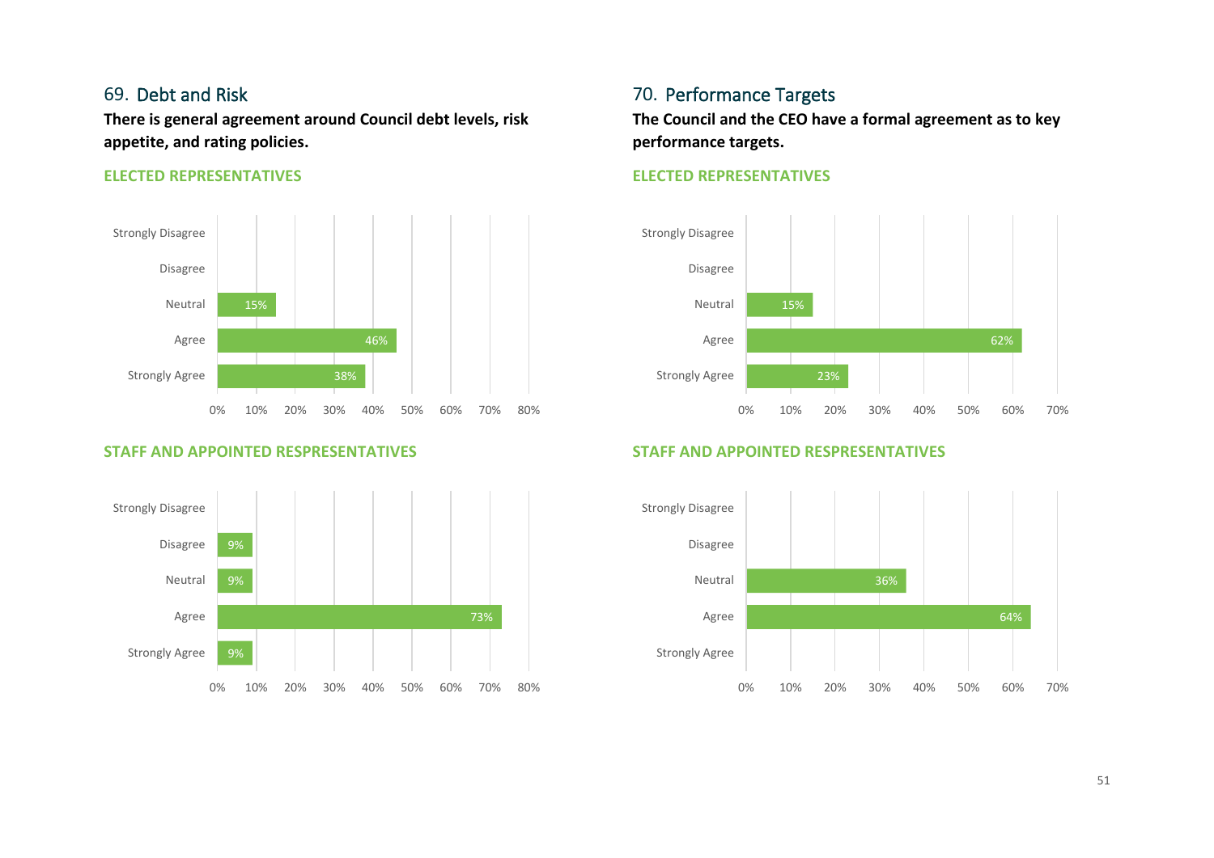## 69. Debt and Risk

**There is general agreement around Council debt levels, risk appetite, and rating policies.**

### ELECTED REPRESENTATIVES

| Response | Percentage |
|---|---|
| Strongly Disagree | |
| Disagree | |
| Neutral | 15% |
| Agree | 46% |
| Strongly Agree | 38% |

### STAFF AND APPOINTED RESPRESENTATIVES

| Response | Percentage |
|---|---|
| Strongly Disagree | |
| Disagree | 9% |
| Neutral | 9% |
| Agree | 73% |
| Strongly Agree | 9% |

## 70. Performance Targets

**The Council and the CEO have a formal agreement as to key performance targets.**

### ELECTED REPRESENTATIVES

| Response | Percentage |
|---|---|
| Strongly Disagree | |
| Disagree | |
| Neutral | 15% |
| Agree | 62% |
| Strongly Agree | 23% |

### STAFF AND APPOINTED RESPRESENTATIVES

| Response | Percentage |
|---|---|
| Strongly Disagree | |
| Disagree | |
| Neutral | 36% |
| Agree | 64% |
| Strongly Agree | |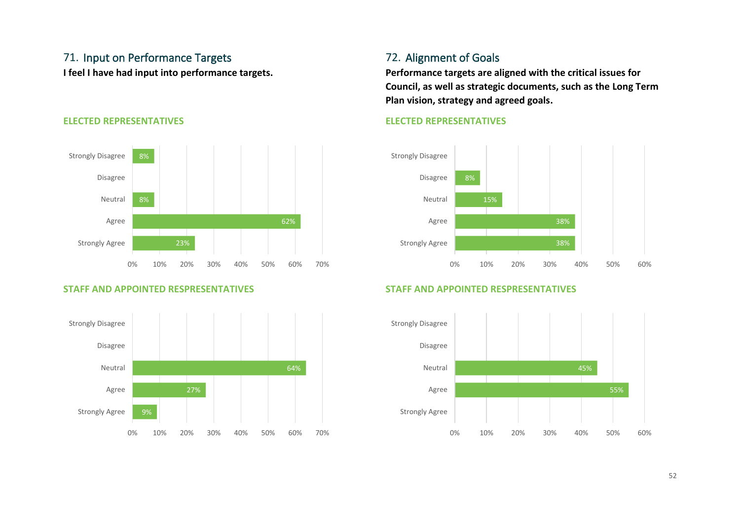## 71. Input on Performance Targets

**I feel I have had input into performance targets.**

### ELECTED REPRESENTATIVES

| Response | % |
|---|---|
| Strongly Disagree | 8% |
| Disagree | |
| Neutral | 8% |
| Agree | 62% |
| Strongly Agree | 23% |

### STAFF AND APPOINTED RESPSREPRESENTATIVES

| Response | % |
|---|---|
| Strongly Disagree | |
| Disagree | |
| Neutral | 64% |
| Agree | 27% |
| Strongly Agree | 9% |

## 72. Alignment of Goals

**Performance targets are aligned with the critical issues for Council, as well as strategic documents, such as the Long Term Plan vision, strategy and agreed goals.**

### ELECTED REPRESENTATIVES

| Response | % |
|---|---|
| Strongly Disagree | |
| Disagree | 8% |
| Neutral | 15% |
| Agree | 38% |
| Strongly Agree | 38% |

### STAFF AND APPOINTED RESPSREPRESENTATIVES

| Response | % |
|---|---|
| Strongly Disagree | |
| Disagree | |
| Neutral | 45% |
| Agree | 55% |
| Strongly Agree | |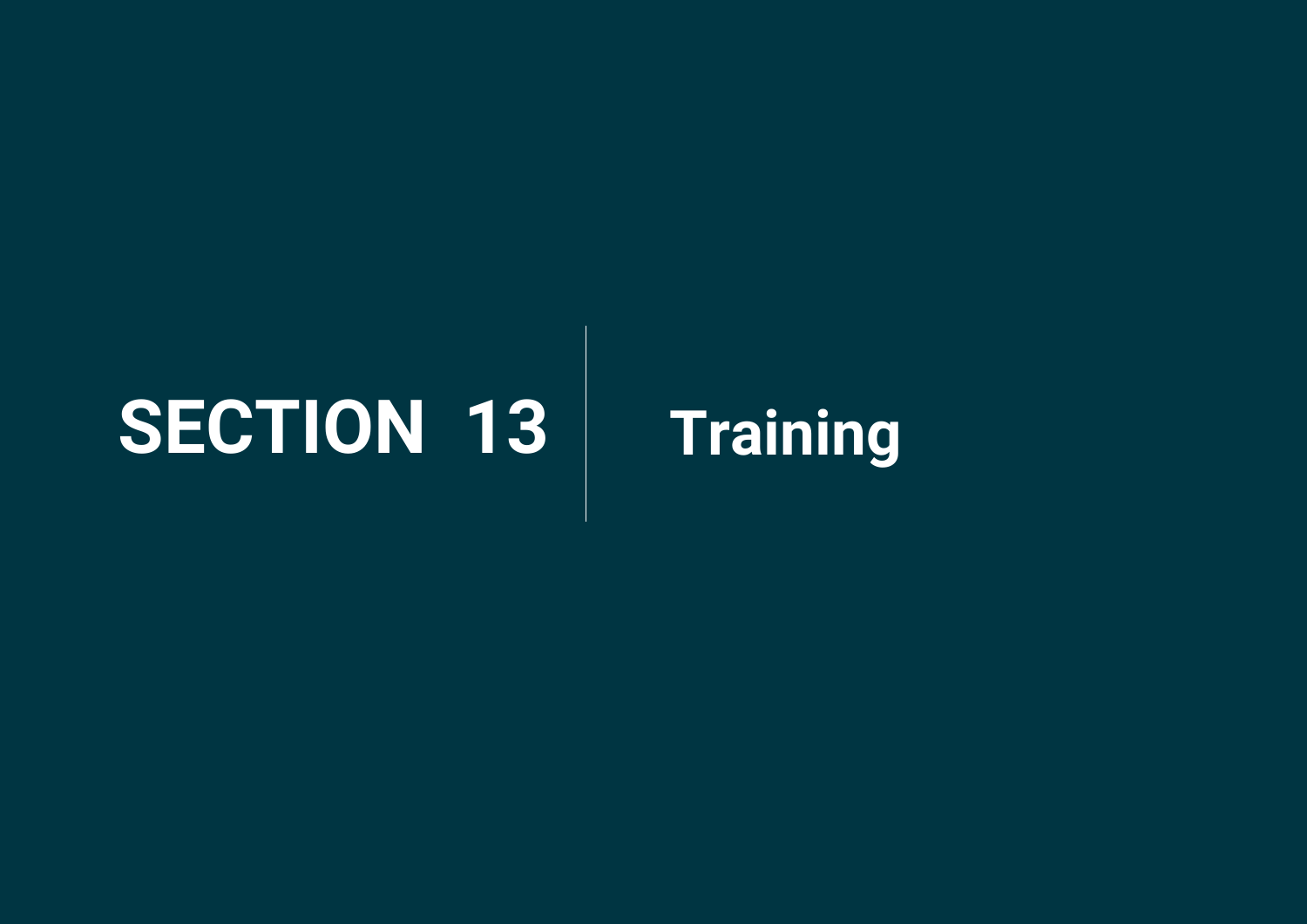# SECTION 13 | Training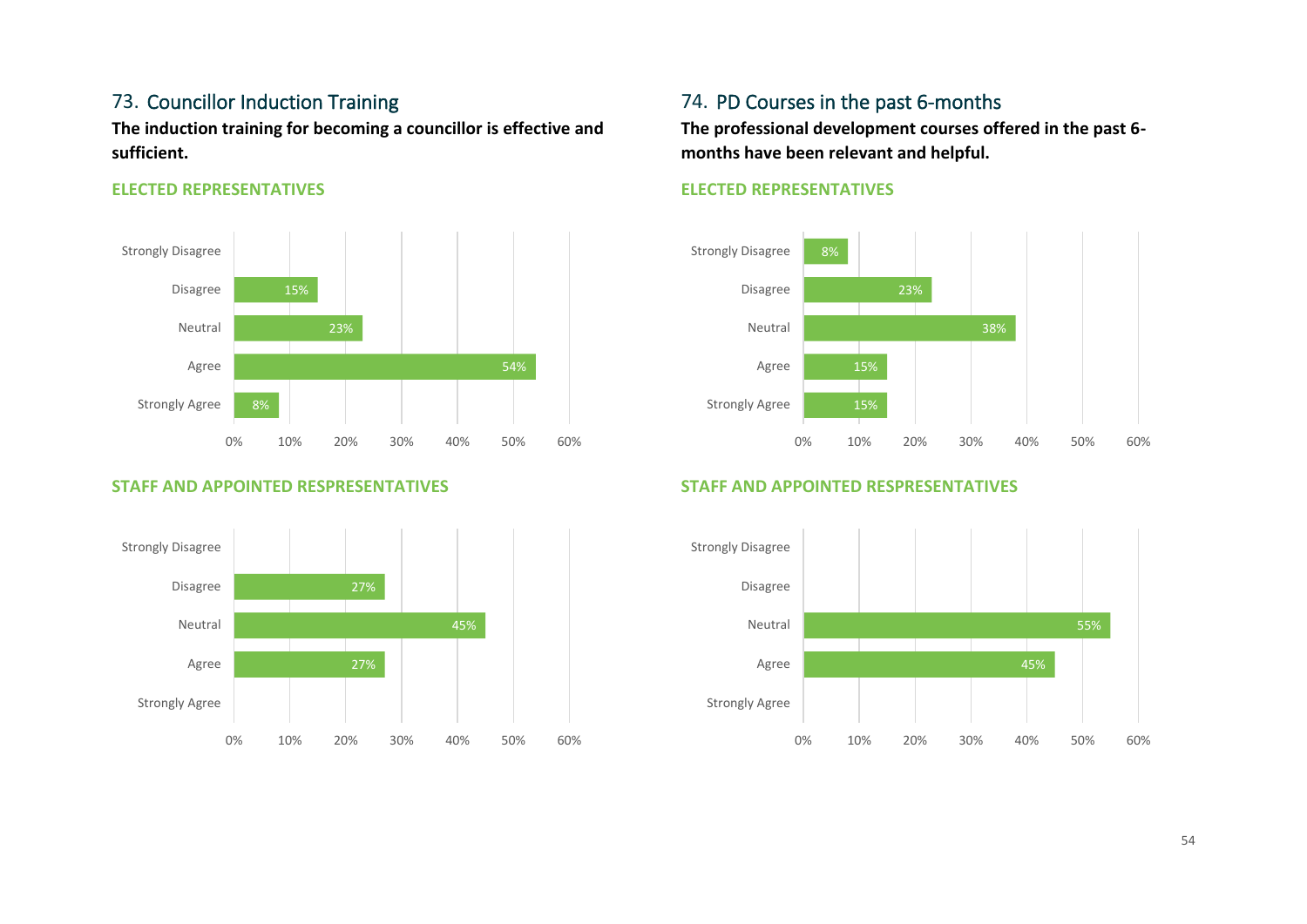## 73. Councillor Induction Training

**The induction training for becoming a councillor is effective and sufficient.**

**ELECTED REPRESENTATIVES**

| Response | Percentage |
| --- | --- |
| Strongly Disagree | |
| Disagree | 15% |
| Neutral | 23% |
| Agree | 54% |
| Strongly Agree | 8% |

**STAFF AND APPOINTED RESPRESENTATIVES**

| Response | Percentage |
| --- | --- |
| Strongly Disagree | |
| Disagree | 27% |
| Neutral | 45% |
| Agree | 27% |
| Strongly Agree | |

## 74. PD Courses in the past 6-months

**The professional development courses offered in the past 6-months have been relevant and helpful.**

**ELECTED REPRESENTATIVES**

| Response | Percentage |
| --- | --- |
| Strongly Disagree | 8% |
| Disagree | 23% |
| Neutral | 38% |
| Agree | 15% |
| Strongly Agree | 15% |

**STAFF AND APPOINTED RESPRESENTATIVES**

| Response | Percentage |
| --- | --- |
| Strongly Disagree | |
| Disagree | |
| Neutral | 55% |
| Agree | 45% |
| Strongly Agree | |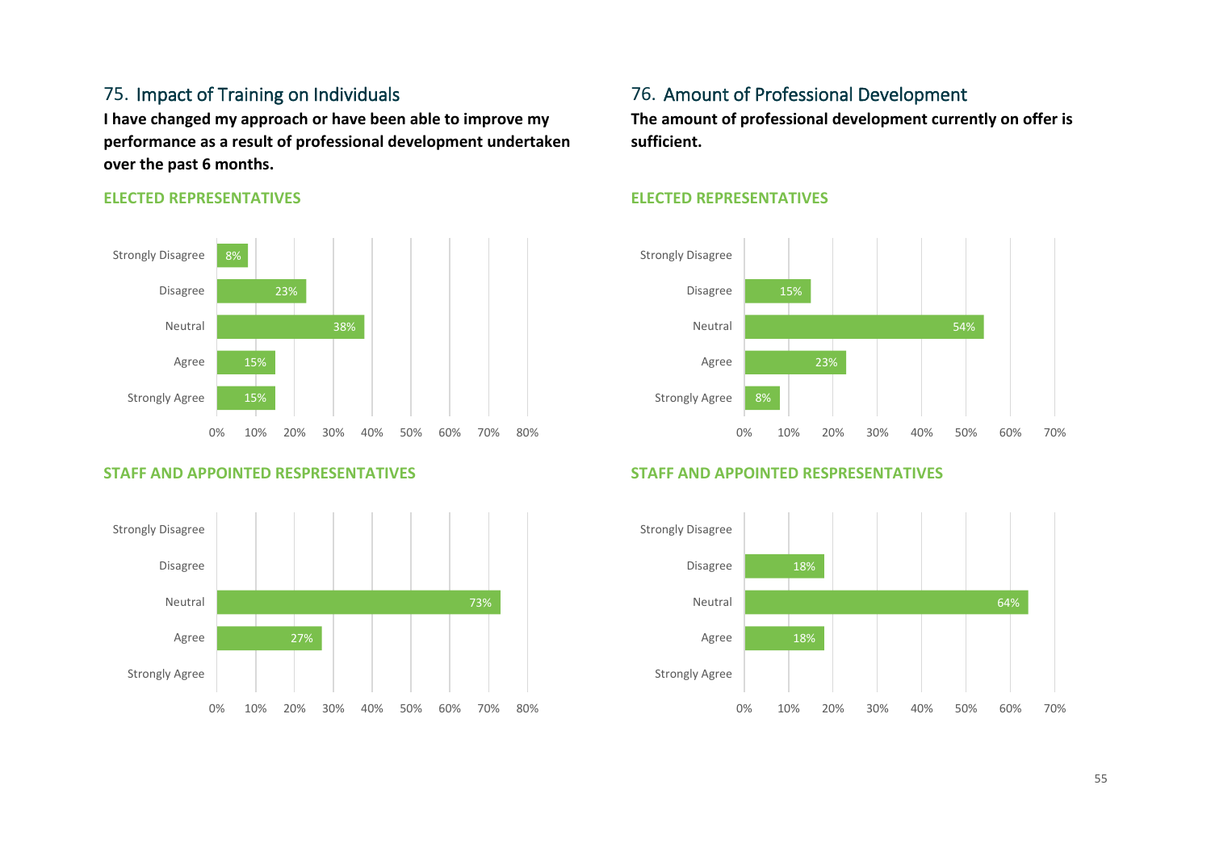## 75. Impact of Training on Individuals

**I have changed my approach or have been able to improve my performance as a result of professional development undertaken over the past 6 months.**

**ELECTED REPRESENTATIVES**

| Response | Percentage |
|---|---|
| Strongly Disagree | 8% |
| Disagree | 23% |
| Neutral | 38% |
| Agree | 15% |
| Strongly Agree | 15% |

**STAFF AND APPOINTED RESPRESENTATIVES**

| Response | Percentage |
|---|---|
| Strongly Disagree | |
| Disagree | |
| Neutral | 73% |
| Agree | 27% |
| Strongly Agree | |

## 76. Amount of Professional Development

**The amount of professional development currently on offer is sufficient.**

**ELECTED REPRESENTATIVES**

| Response | Percentage |
|---|---|
| Strongly Disagree | |
| Disagree | 15% |
| Neutral | 54% |
| Agree | 23% |
| Strongly Agree | 8% |

**STAFF AND APPOINTED RESPRESENTATIVES**

| Response | Percentage |
|---|---|
| Strongly Disagree | |
| Disagree | 18% |
| Neutral | 64% |
| Agree | 18% |
| Strongly Agree | |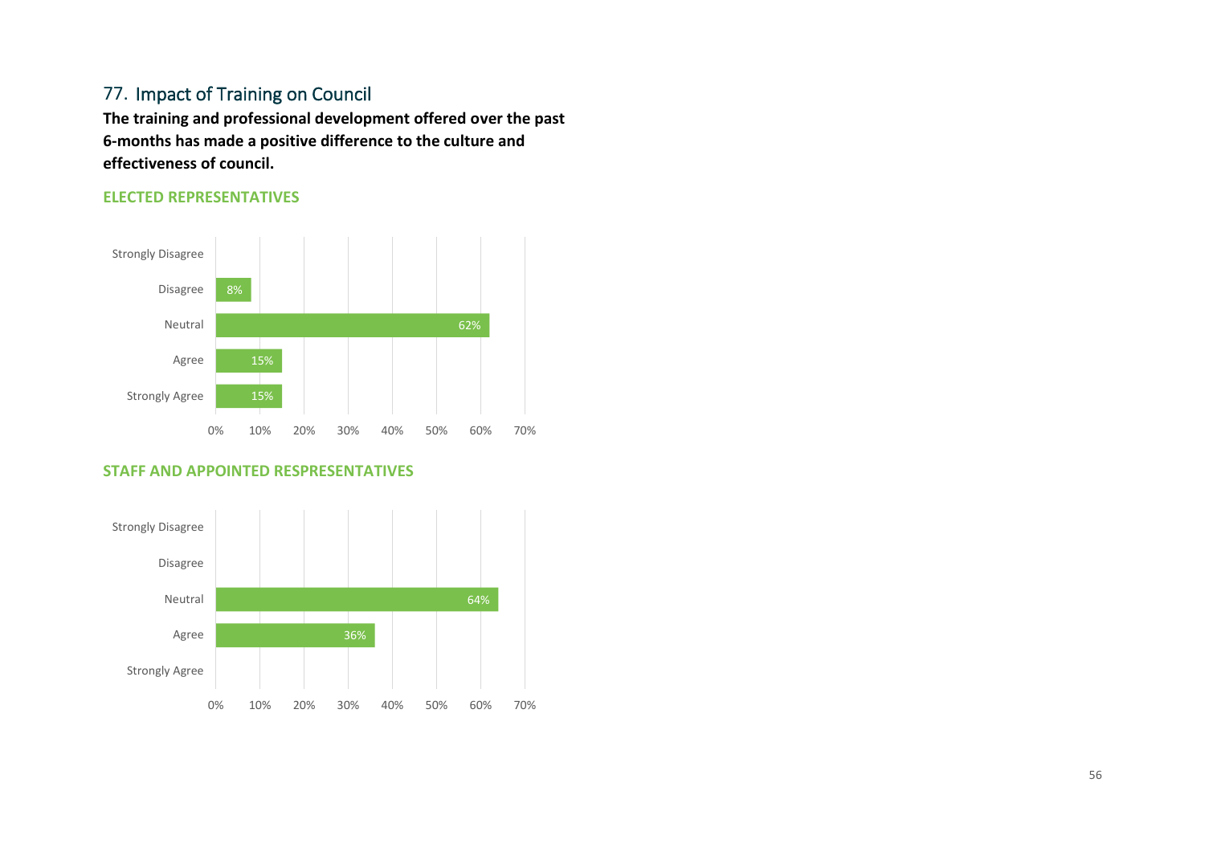## 77. Impact of Training on Council

**The training and professional development offered over the past 6-months has made a positive difference to the culture and effectiveness of council.**

**ELECTED REPRESENTATIVES**

| Response | Percentage |
|---|---|
| Strongly Disagree | |
| Disagree | 8% |
| Neutral | 62% |
| Agree | 15% |
| Strongly Agree | 15% |

**STAFF AND APPOINTED RESPSRESENTATIVES**

| Response | Percentage |
|---|---|
| Strongly Disagree | |
| Disagree | |
| Neutral | 64% |
| Agree | 36% |
| Strongly Agree | |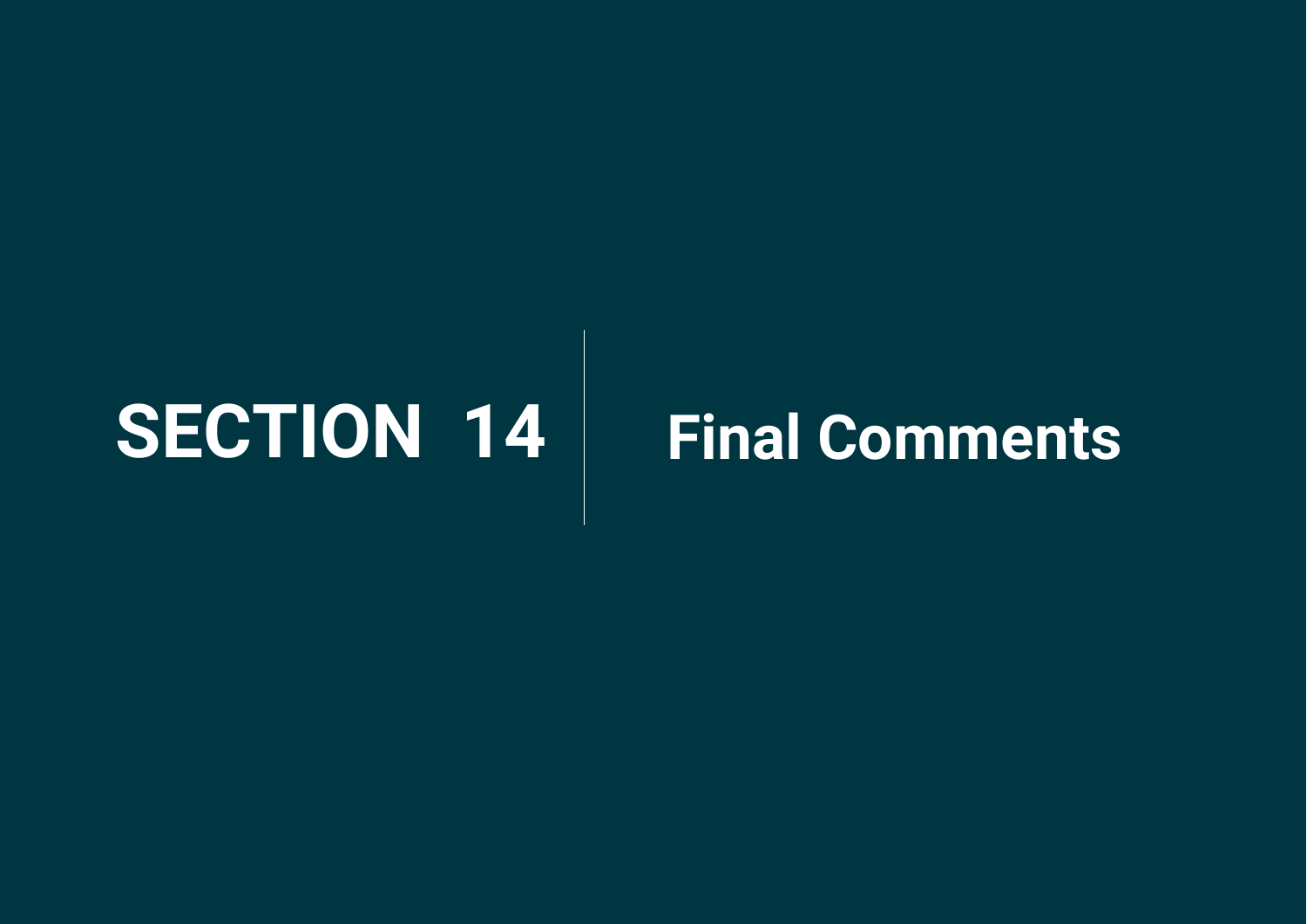# SECTION 14 | Final Comments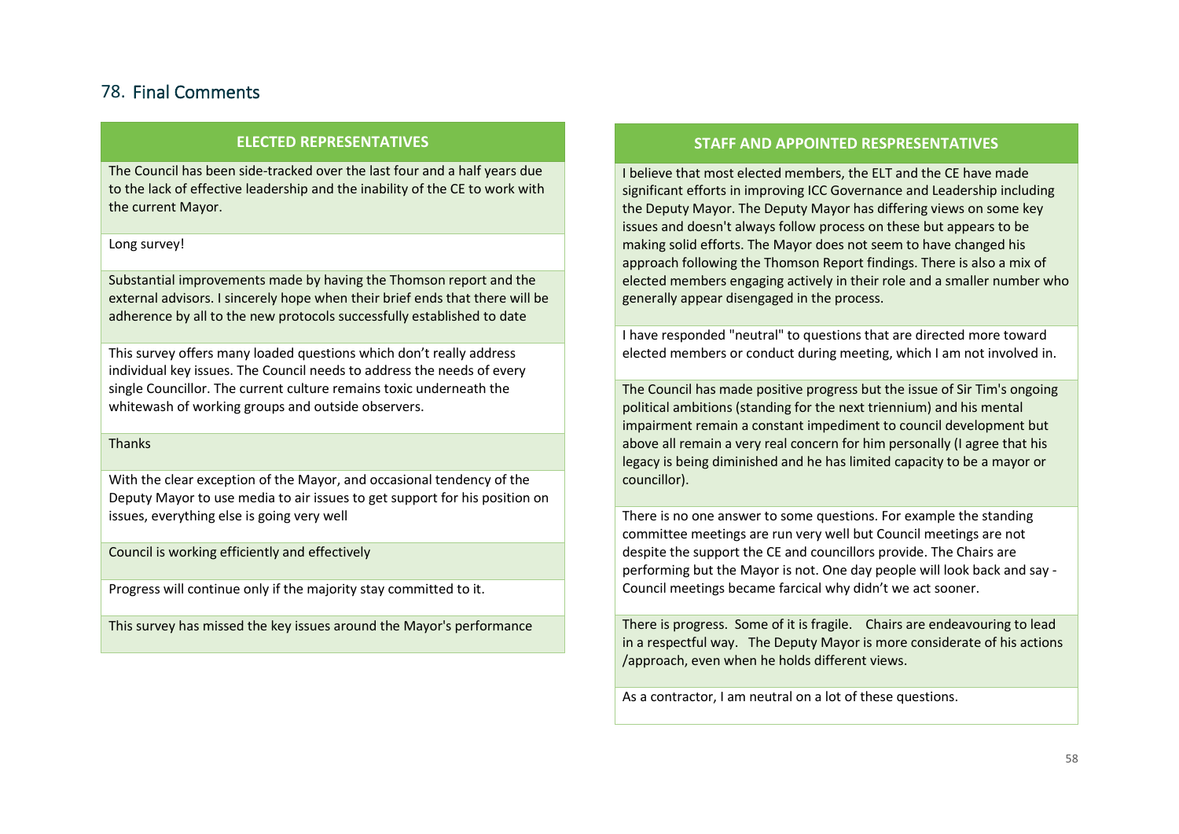## 78. Final Comments

| ELECTED REPRESENTATIVES |
|---|
| The Council has been side-tracked over the last four and a half years due to the lack of effective leadership and the inability of the CE to work with the current Mayor. |
| Long survey! |
| Substantial improvements made by having the Thomson report and the external advisors. I sincerely hope when their brief ends that there will be adherence by all to the new protocols successfully established to date |
| This survey offers many loaded questions which don't really address individual key issues. The Council needs to address the needs of every single Councillor. The current culture remains toxic underneath the whitewash of working groups and outside observers. |
| Thanks |
| With the clear exception of the Mayor, and occasional tendency of the Deputy Mayor to use media to air issues to get support for his position on issues, everything else is going very well |
| Council is working efficiently and effectively |
| Progress will continue only if the majority stay committed to it. |
| This survey has missed the key issues around the Mayor's performance |

| STAFF AND APPOINTED RESPRESENTATIVES |
|---|
| I believe that most elected members, the ELT and the CE have made significant efforts in improving ICC Governance and Leadership including the Deputy Mayor. The Deputy Mayor has differing views on some key issues and doesn't always follow process on these but appears to be making solid efforts. The Mayor does not seem to have changed his approach following the Thomson Report findings. There is also a mix of elected members engaging actively in their role and a smaller number who generally appear disengaged in the process. |
| I have responded "neutral" to questions that are directed more toward elected members or conduct during meeting, which I am not involved in. |
| The Council has made positive progress but the issue of Sir Tim's ongoing political ambitions (standing for the next triennium) and his mental impairment remain a constant impediment to council development but above all remain a very real concern for him personally (I agree that his legacy is being diminished and he has limited capacity to be a mayor or councillor). |
| There is no one answer to some questions. For example the standing committee meetings are run very well but Council meetings are not despite the support the CE and councillors provide. The Chairs are performing but the Mayor is not. One day people will look back and say - Council meetings became farcical why didn't we act sooner. |
| There is progress. Some of it is fragile. Chairs are endeavouring to lead in a respectful way. The Deputy Mayor is more considerate of his actions /approach, even when he holds different views. |
| As a contractor, I am neutral on a lot of these questions. |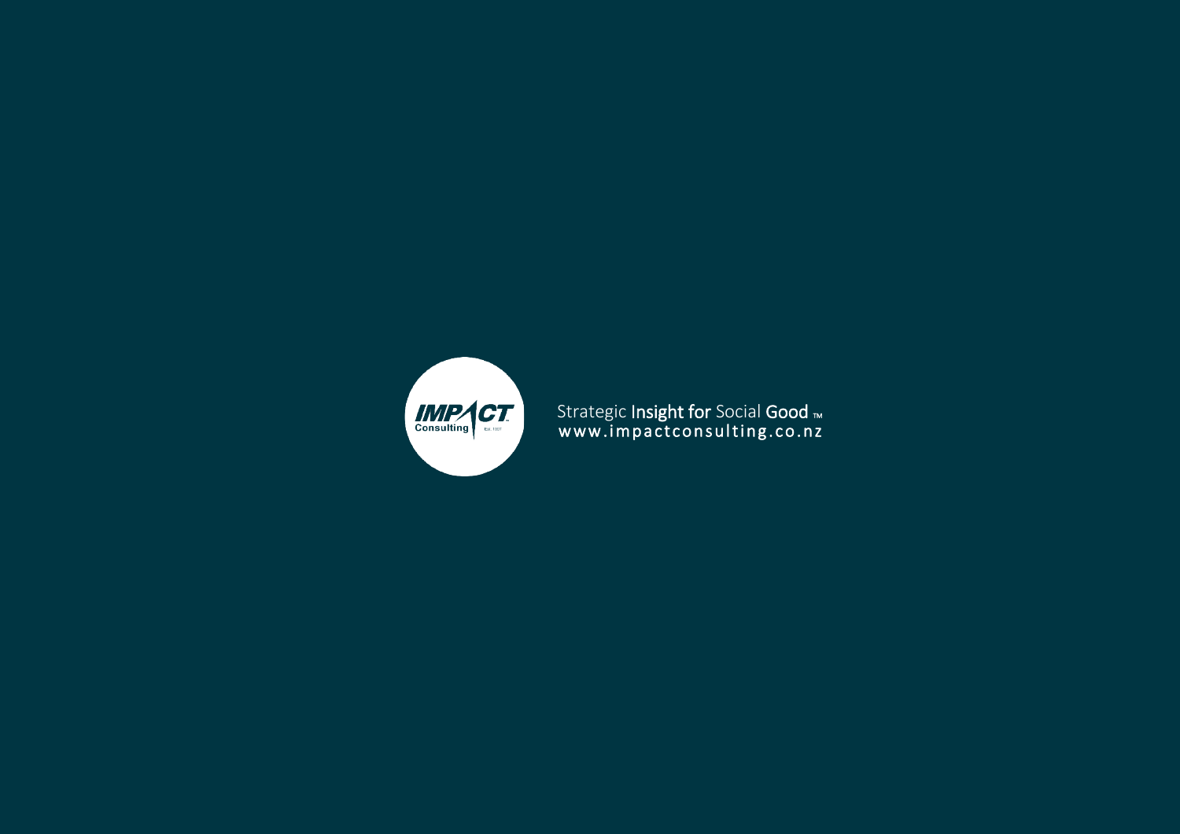IMPACT Consulting Est. 1997

Strategic Insight for Social Good ™
www.impactconsulting.co.nz